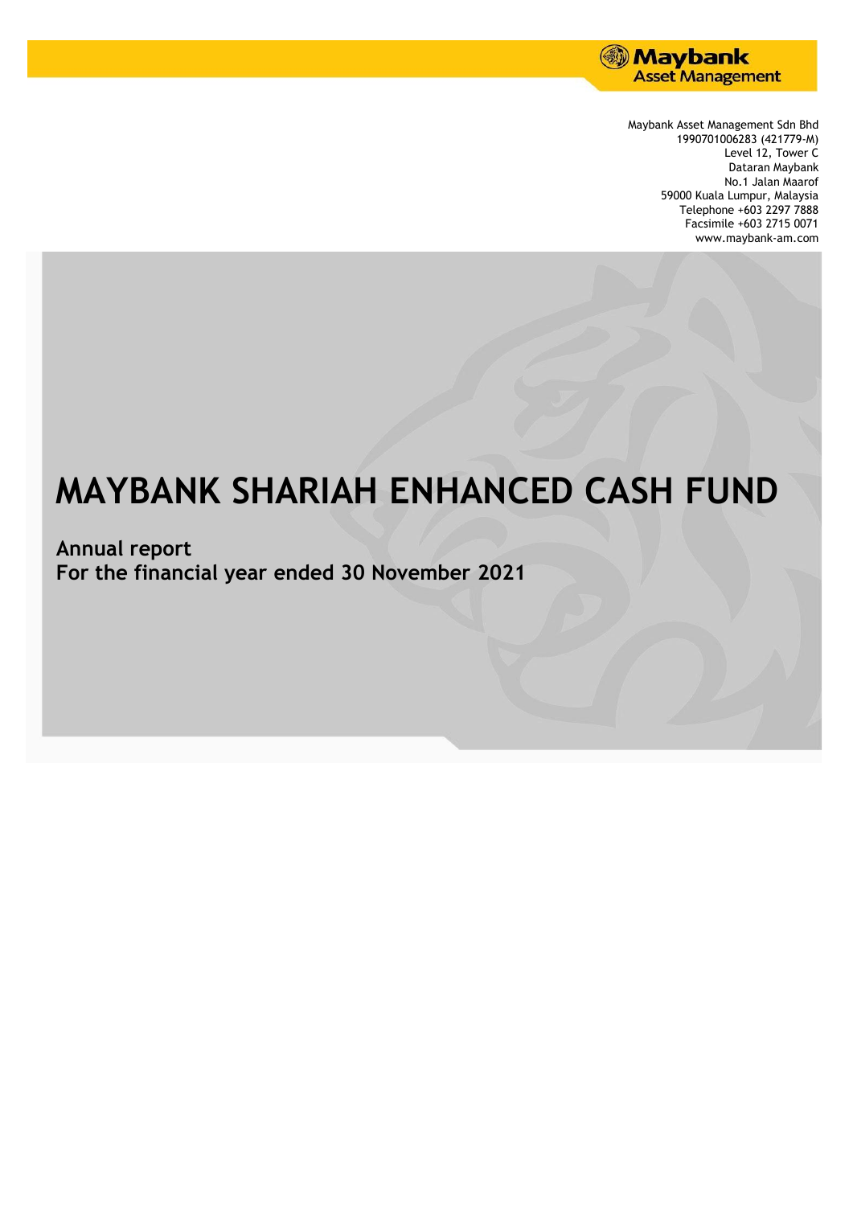Maybank Asset Management Sdn Bhd
199701006283 (421779-M)
Level 12, Tower C
Dataran Maybank
No.1 Jalan Maarof
59000 Kuala Lumpur, Malaysia
Telephone +603 2297 7888
Facsimile +603 2715 0071
www.maybank-am.com

# MAYBANK SHARIAH ENHANCED CASH FUND

**Annual report**
**For the financial year ended 30 November 2021**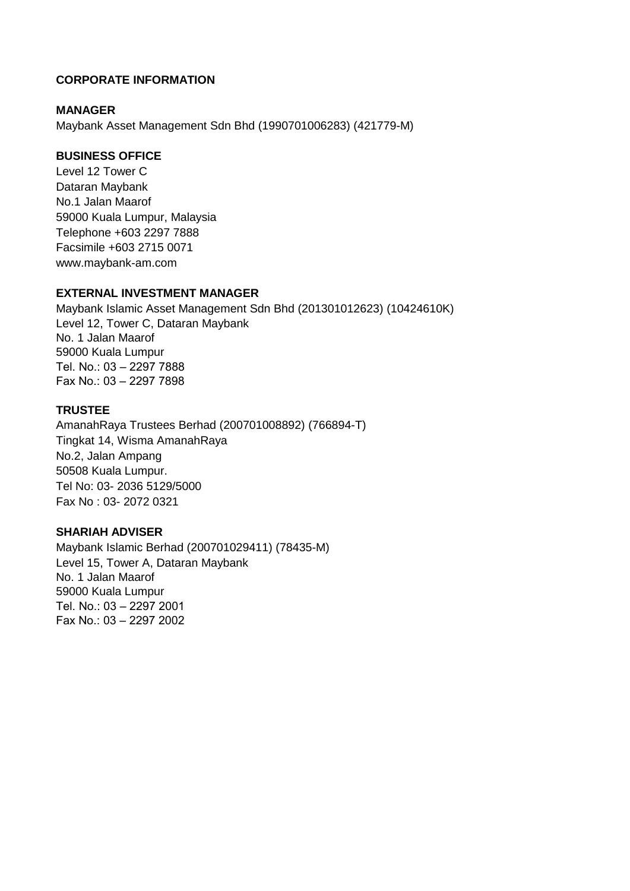# CORPORATE INFORMATION

## MANAGER

Maybank Asset Management Sdn Bhd (1990701006283) (421779-M)

## BUSINESS OFFICE

Level 12 Tower C
Dataran Maybank
No.1 Jalan Maarof
59000 Kuala Lumpur, Malaysia
Telephone +603 2297 7888
Facsimile +603 2715 0071
www.maybank-am.com

## EXTERNAL INVESTMENT MANAGER

Maybank Islamic Asset Management Sdn Bhd (201301012623) (10424610K)
Level 12, Tower C, Dataran Maybank
No. 1 Jalan Maarof
59000 Kuala Lumpur
Tel. No.: 03 – 2297 7888
Fax No.: 03 – 2297 7898

## TRUSTEE

AmanahRaya Trustees Berhad (200701008892) (766894-T)
Tingkat 14, Wisma AmanahRaya
No.2, Jalan Ampang
50508 Kuala Lumpur.
Tel No: 03- 2036 5129/5000
Fax No : 03- 2072 0321

## SHARIAH ADVISER

Maybank Islamic Berhad (200701029411) (78435-M)
Level 15, Tower A, Dataran Maybank
No. 1 Jalan Maarof
59000 Kuala Lumpur
Tel. No.: 03 – 2297 2001
Fax No.: 03 – 2297 2002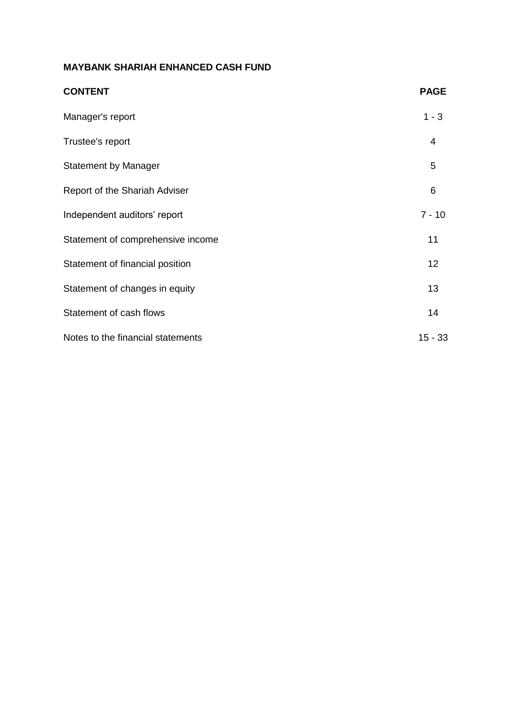**MAYBANK SHARIAH ENHANCED CASH FUND**

| CONTENT | PAGE |
|---|---|
| Manager's report | 1 - 3 |
| Trustee's report | 4 |
| Statement by Manager | 5 |
| Report of the Shariah Adviser | 6 |
| Independent auditors' report | 7 - 10 |
| Statement of comprehensive income | 11 |
| Statement of financial position | 12 |
| Statement of changes in equity | 13 |
| Statement of cash flows | 14 |
| Notes to the financial statements | 15 - 33 |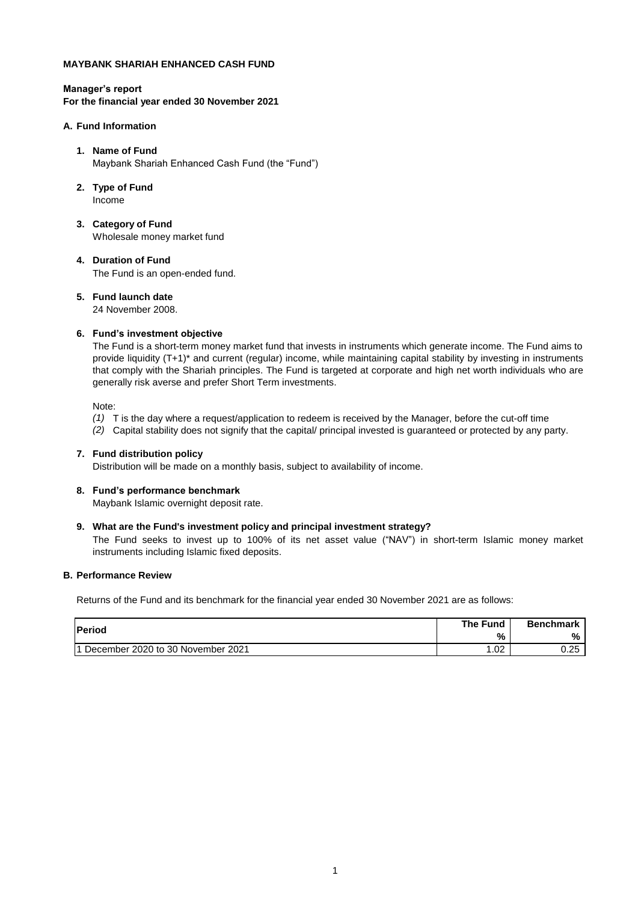**MAYBANK SHARIAH ENHANCED CASH FUND**

**Manager's report**
**For the financial year ended 30 November 2021**

## A. Fund Information

**1. Name of Fund**
Maybank Shariah Enhanced Cash Fund (the "Fund")

**2. Type of Fund**
Income

**3. Category of Fund**
Wholesale money market fund

**4. Duration of Fund**
The Fund is an open-ended fund.

**5. Fund launch date**
24 November 2008.

**6. Fund's investment objective**
The Fund is a short-term money market fund that invests in instruments which generate income. The Fund aims to provide liquidity (T+1)* and current (regular) income, while maintaining capital stability by investing in instruments that comply with the Shariah principles. The Fund is targeted at corporate and high net worth individuals who are generally risk averse and prefer Short Term investments.

Note:

*(1)* T is the day where a request/application to redeem is received by the Manager, before the cut-off time

*(2)* Capital stability does not signify that the capital/ principal invested is guaranteed or protected by any party.

**7. Fund distribution policy**
Distribution will be made on a monthly basis, subject to availability of income.

**8. Fund's performance benchmark**
Maybank Islamic overnight deposit rate.

**9. What are the Fund's investment policy and principal investment strategy?**
The Fund seeks to invest up to 100% of its net asset value ("NAV") in short-term Islamic money market instruments including Islamic fixed deposits.

## B. Performance Review

Returns of the Fund and its benchmark for the financial year ended 30 November 2021 are as follows:

| Period | The Fund % | Benchmark % |
|---|---|---|
| 1 December 2020 to 30 November 2021 | 1.02 | 0.25 |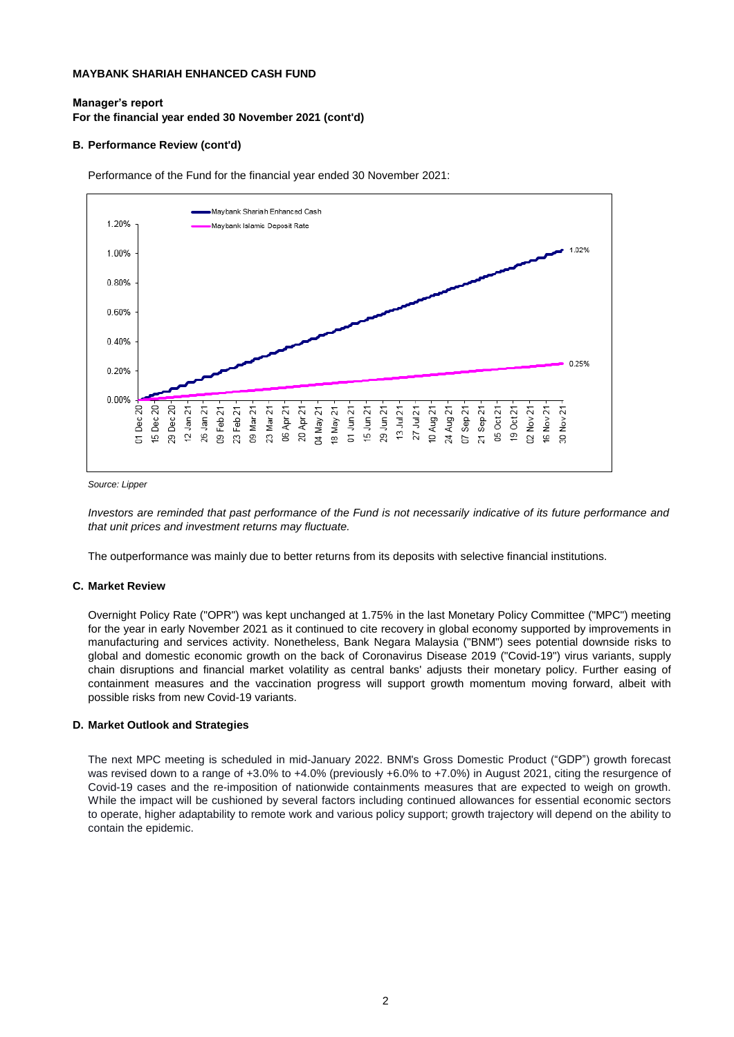**MAYBANK SHARIAH ENHANCED CASH FUND**

**Manager's report**
**For the financial year ended 30 November 2021 (cont'd)**

**B. Performance Review (cont'd)**

Performance of the Fund for the financial year ended 30 November 2021:

Source: Lipper

*Investors are reminded that past performance of the Fund is not necessarily indicative of its future performance and that unit prices and investment returns may fluctuate.*

The outperformance was mainly due to better returns from its deposits with selective financial institutions.

**C. Market Review**

Overnight Policy Rate ("OPR") was kept unchanged at 1.75% in the last Monetary Policy Committee ("MPC") meeting for the year in early November 2021 as it continued to cite recovery in global economy supported by improvements in manufacturing and services activity. Nonetheless, Bank Negara Malaysia ("BNM") sees potential downside risks to global and domestic economic growth on the back of Coronavirus Disease 2019 ("Covid-19") virus variants, supply chain disruptions and financial market volatility as central banks' adjusts their monetary policy. Further easing of containment measures and the vaccination progress will support growth momentum moving forward, albeit with possible risks from new Covid-19 variants.

**D. Market Outlook and Strategies**

The next MPC meeting is scheduled in mid-January 2022. BNM's Gross Domestic Product ("GDP") growth forecast was revised down to a range of +3.0% to +4.0% (previously +6.0% to +7.0%) in August 2021, citing the resurgence of Covid-19 cases and the re-imposition of nationwide containments measures that are expected to weigh on growth. While the impact will be cushioned by several factors including continued allowances for essential economic sectors to operate, higher adaptability to remote work and various policy support; growth trajectory will depend on the ability to contain the epidemic.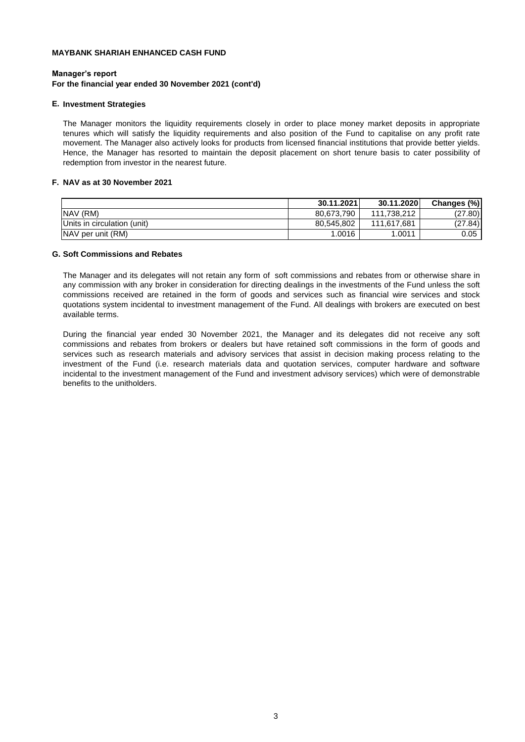**MAYBANK SHARIAH ENHANCED CASH FUND**

**Manager's report**
**For the financial year ended 30 November 2021 (cont'd)**

### E. Investment Strategies

The Manager monitors the liquidity requirements closely in order to place money market deposits in appropriate tenures which will satisfy the liquidity requirements and also position of the Fund to capitalise on any profit rate movement. The Manager also actively looks for products from licensed financial institutions that provide better yields. Hence, the Manager has resorted to maintain the deposit placement on short tenure basis to cater possibility of redemption from investor in the nearest future.

### F. NAV as at 30 November 2021

| | 30.11.2021 | 30.11.2020 | Changes (%) |
|---|---|---|---|
| NAV (RM) | 80,673,790 | 111,738,212 | (27.80) |
| Units in circulation (unit) | 80,545,802 | 111,617,681 | (27.84) |
| NAV per unit (RM) | 1.0016 | 1.0011 | 0.05 |

### G. Soft Commissions and Rebates

The Manager and its delegates will not retain any form of soft commissions and rebates from or otherwise share in any commission with any broker in consideration for directing dealings in the investments of the Fund unless the soft commissions received are retained in the form of goods and services such as financial wire services and stock quotations system incidental to investment management of the Fund. All dealings with brokers are executed on best available terms.

During the financial year ended 30 November 2021, the Manager and its delegates did not receive any soft commissions and rebates from brokers or dealers but have retained soft commissions in the form of goods and services such as research materials and advisory services that assist in decision making process relating to the investment of the Fund (i.e. research materials data and quotation services, computer hardware and software incidental to the investment management of the Fund and investment advisory services) which were of demonstrable benefits to the unitholders.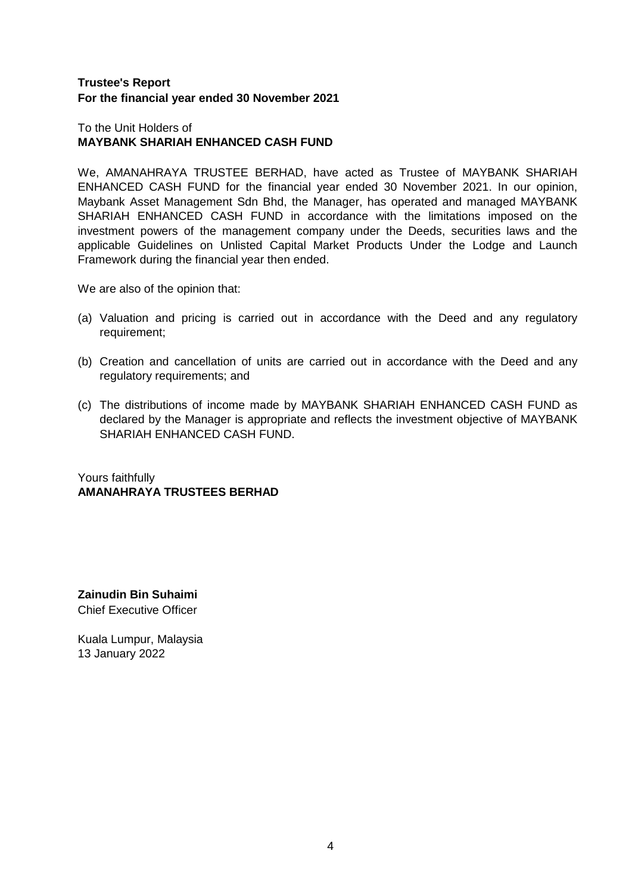**Trustee's Report**
**For the financial year ended 30 November 2021**

To the Unit Holders of
**MAYBANK SHARIAH ENHANCED CASH FUND**

We, AMANAHRAYA TRUSTEE BERHAD, have acted as Trustee of MAYBANK SHARIAH ENHANCED CASH FUND for the financial year ended 30 November 2021. In our opinion, Maybank Asset Management Sdn Bhd, the Manager, has operated and managed MAYBANK SHARIAH ENHANCED CASH FUND in accordance with the limitations imposed on the investment powers of the management company under the Deeds, securities laws and the applicable Guidelines on Unlisted Capital Market Products Under the Lodge and Launch Framework during the financial year then ended.

We are also of the opinion that:

(a) Valuation and pricing is carried out in accordance with the Deed and any regulatory requirement;

(b) Creation and cancellation of units are carried out in accordance with the Deed and any regulatory requirements; and

(c) The distributions of income made by MAYBANK SHARIAH ENHANCED CASH FUND as declared by the Manager is appropriate and reflects the investment objective of MAYBANK SHARIAH ENHANCED CASH FUND.

Yours faithfully
**AMANAHRAYA TRUSTEES BERHAD**

**Zainudin Bin Suhaimi**
Chief Executive Officer

Kuala Lumpur, Malaysia
13 January 2022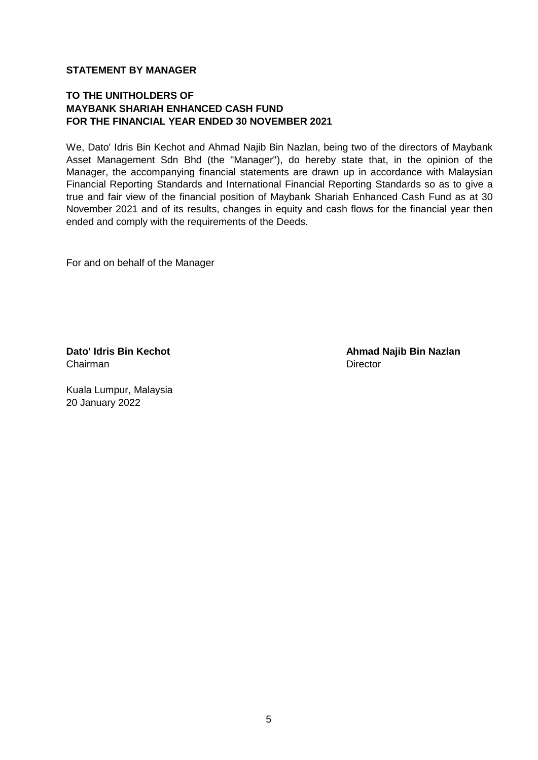**STATEMENT BY MANAGER**

**TO THE UNITHOLDERS OF**
**MAYBANK SHARIAH ENHANCED CASH FUND**
**FOR THE FINANCIAL YEAR ENDED 30 NOVEMBER 2021**

We, Dato' Idris Bin Kechot and Ahmad Najib Bin Nazlan, being two of the directors of Maybank Asset Management Sdn Bhd (the "Manager"), do hereby state that, in the opinion of the Manager, the accompanying financial statements are drawn up in accordance with Malaysian Financial Reporting Standards and International Financial Reporting Standards so as to give a true and fair view of the financial position of Maybank Shariah Enhanced Cash Fund as at 30 November 2021 and of its results, changes in equity and cash flows for the financial year then ended and comply with the requirements of the Deeds.

For and on behalf of the Manager

**Dato' Idris Bin Kechot**
Chairman

**Ahmad Najib Bin Nazlan**
Director

Kuala Lumpur, Malaysia
20 January 2022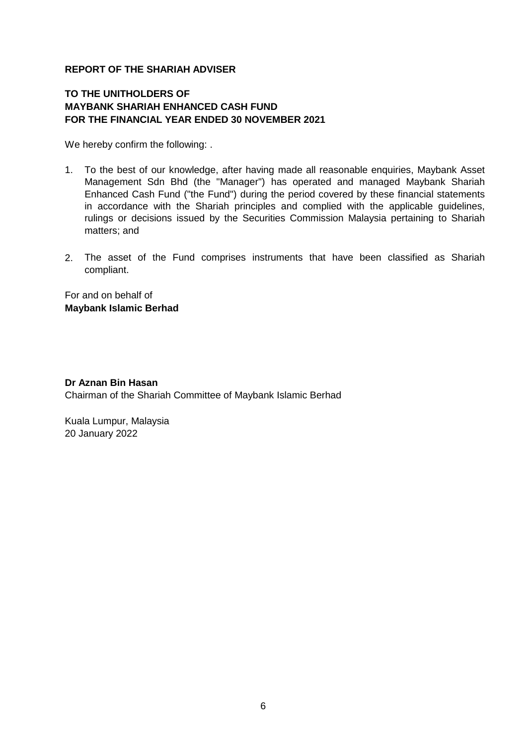**REPORT OF THE SHARIAH ADVISER**

**TO THE UNITHOLDERS OF**
**MAYBANK SHARIAH ENHANCED CASH FUND**
**FOR THE FINANCIAL YEAR ENDED 30 NOVEMBER 2021**

We hereby confirm the following: .

1. To the best of our knowledge, after having made all reasonable enquiries, Maybank Asset Management Sdn Bhd (the "Manager") has operated and managed Maybank Shariah Enhanced Cash Fund ("the Fund") during the period covered by these financial statements in accordance with the Shariah principles and complied with the applicable guidelines, rulings or decisions issued by the Securities Commission Malaysia pertaining to Shariah matters; and

2. The asset of the Fund comprises instruments that have been classified as Shariah compliant.

For and on behalf of
**Maybank Islamic Berhad**

**Dr Aznan Bin Hasan**
Chairman of the Shariah Committee of Maybank Islamic Berhad

Kuala Lumpur, Malaysia
20 January 2022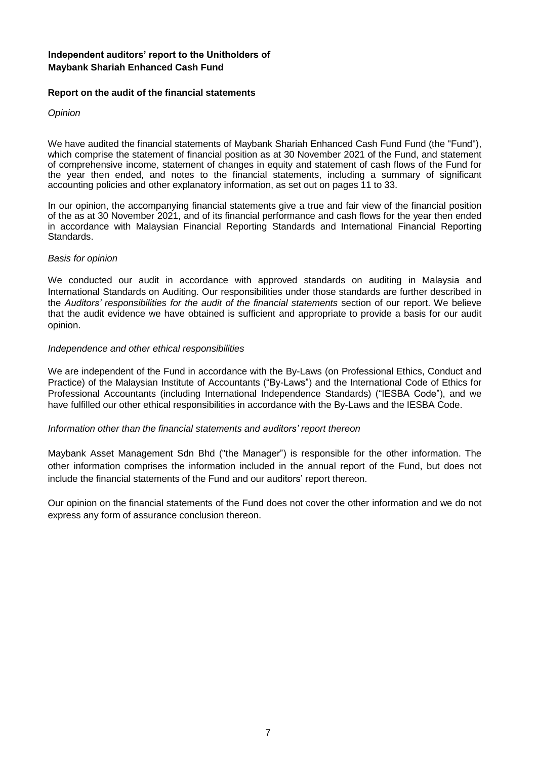**Independent auditors' report to the Unitholders of**
**Maybank Shariah Enhanced Cash Fund**

**Report on the audit of the financial statements**

*Opinion*

We have audited the financial statements of Maybank Shariah Enhanced Cash Fund Fund (the "Fund"), which comprise the statement of financial position as at 30 November 2021 of the Fund, and statement of comprehensive income, statement of changes in equity and statement of cash flows of the Fund for the year then ended, and notes to the financial statements, including a summary of significant accounting policies and other explanatory information, as set out on pages 11 to 33.

In our opinion, the accompanying financial statements give a true and fair view of the financial position of the as at 30 November 2021, and of its financial performance and cash flows for the year then ended in accordance with Malaysian Financial Reporting Standards and International Financial Reporting Standards.

*Basis for opinion*

We conducted our audit in accordance with approved standards on auditing in Malaysia and International Standards on Auditing. Our responsibilities under those standards are further described in the *Auditors' responsibilities for the audit of the financial statements* section of our report. We believe that the audit evidence we have obtained is sufficient and appropriate to provide a basis for our audit opinion.

*Independence and other ethical responsibilities*

We are independent of the Fund in accordance with the By-Laws (on Professional Ethics, Conduct and Practice) of the Malaysian Institute of Accountants ("By-Laws") and the International Code of Ethics for Professional Accountants (including International Independence Standards) ("IESBA Code"), and we have fulfilled our other ethical responsibilities in accordance with the By-Laws and the IESBA Code.

*Information other than the financial statements and auditors' report thereon*

Maybank Asset Management Sdn Bhd ("the Manager") is responsible for the other information. The other information comprises the information included in the annual report of the Fund, but does not include the financial statements of the Fund and our auditors' report thereon.

Our opinion on the financial statements of the Fund does not cover the other information and we do not express any form of assurance conclusion thereon.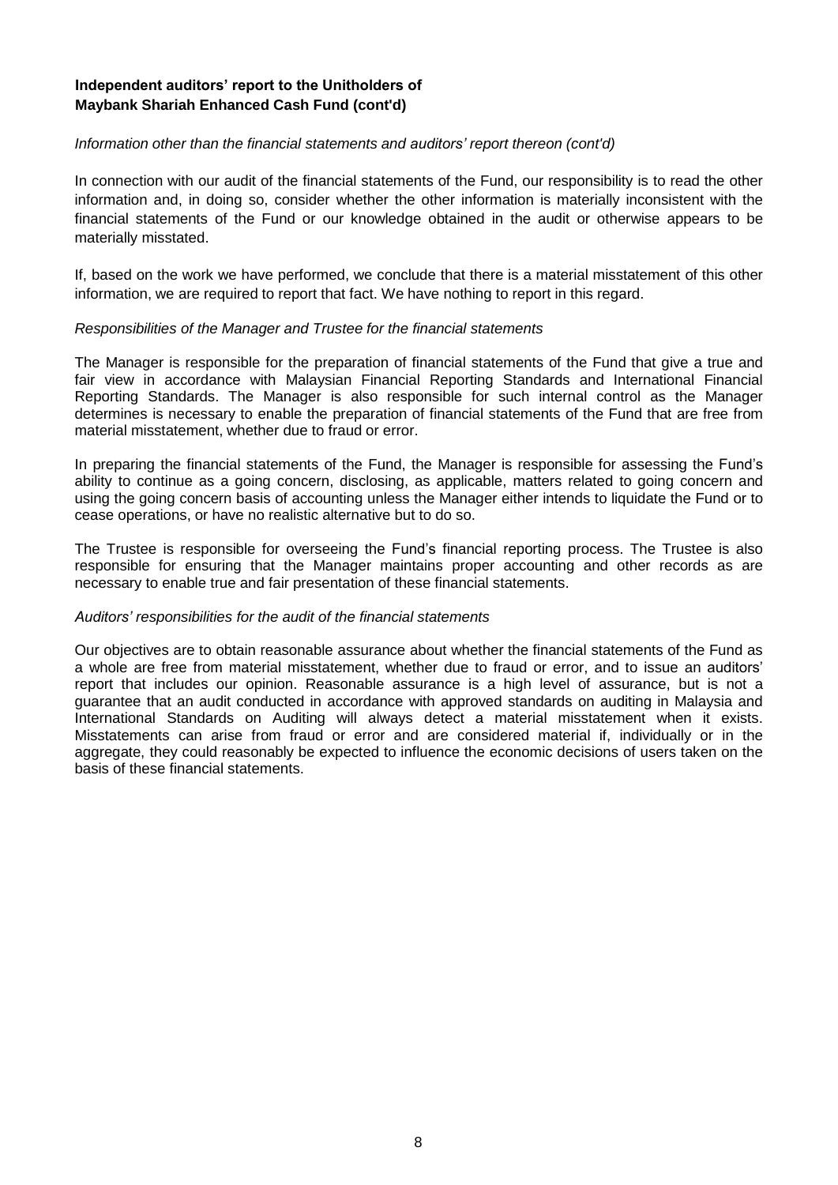**Independent auditors' report to the Unitholders of Maybank Shariah Enhanced Cash Fund (cont'd)**

*Information other than the financial statements and auditors' report thereon (cont'd)*

In connection with our audit of the financial statements of the Fund, our responsibility is to read the other information and, in doing so, consider whether the other information is materially inconsistent with the financial statements of the Fund or our knowledge obtained in the audit or otherwise appears to be materially misstated.

If, based on the work we have performed, we conclude that there is a material misstatement of this other information, we are required to report that fact. We have nothing to report in this regard.

*Responsibilities of the Manager and Trustee for the financial statements*

The Manager is responsible for the preparation of financial statements of the Fund that give a true and fair view in accordance with Malaysian Financial Reporting Standards and International Financial Reporting Standards. The Manager is also responsible for such internal control as the Manager determines is necessary to enable the preparation of financial statements of the Fund that are free from material misstatement, whether due to fraud or error.

In preparing the financial statements of the Fund, the Manager is responsible for assessing the Fund's ability to continue as a going concern, disclosing, as applicable, matters related to going concern and using the going concern basis of accounting unless the Manager either intends to liquidate the Fund or to cease operations, or have no realistic alternative but to do so.

The Trustee is responsible for overseeing the Fund's financial reporting process. The Trustee is also responsible for ensuring that the Manager maintains proper accounting and other records as are necessary to enable true and fair presentation of these financial statements.

*Auditors' responsibilities for the audit of the financial statements*

Our objectives are to obtain reasonable assurance about whether the financial statements of the Fund as a whole are free from material misstatement, whether due to fraud or error, and to issue an auditors' report that includes our opinion. Reasonable assurance is a high level of assurance, but is not a guarantee that an audit conducted in accordance with approved standards on auditing in Malaysia and International Standards on Auditing will always detect a material misstatement when it exists. Misstatements can arise from fraud or error and are considered material if, individually or in the aggregate, they could reasonably be expected to influence the economic decisions of users taken on the basis of these financial statements.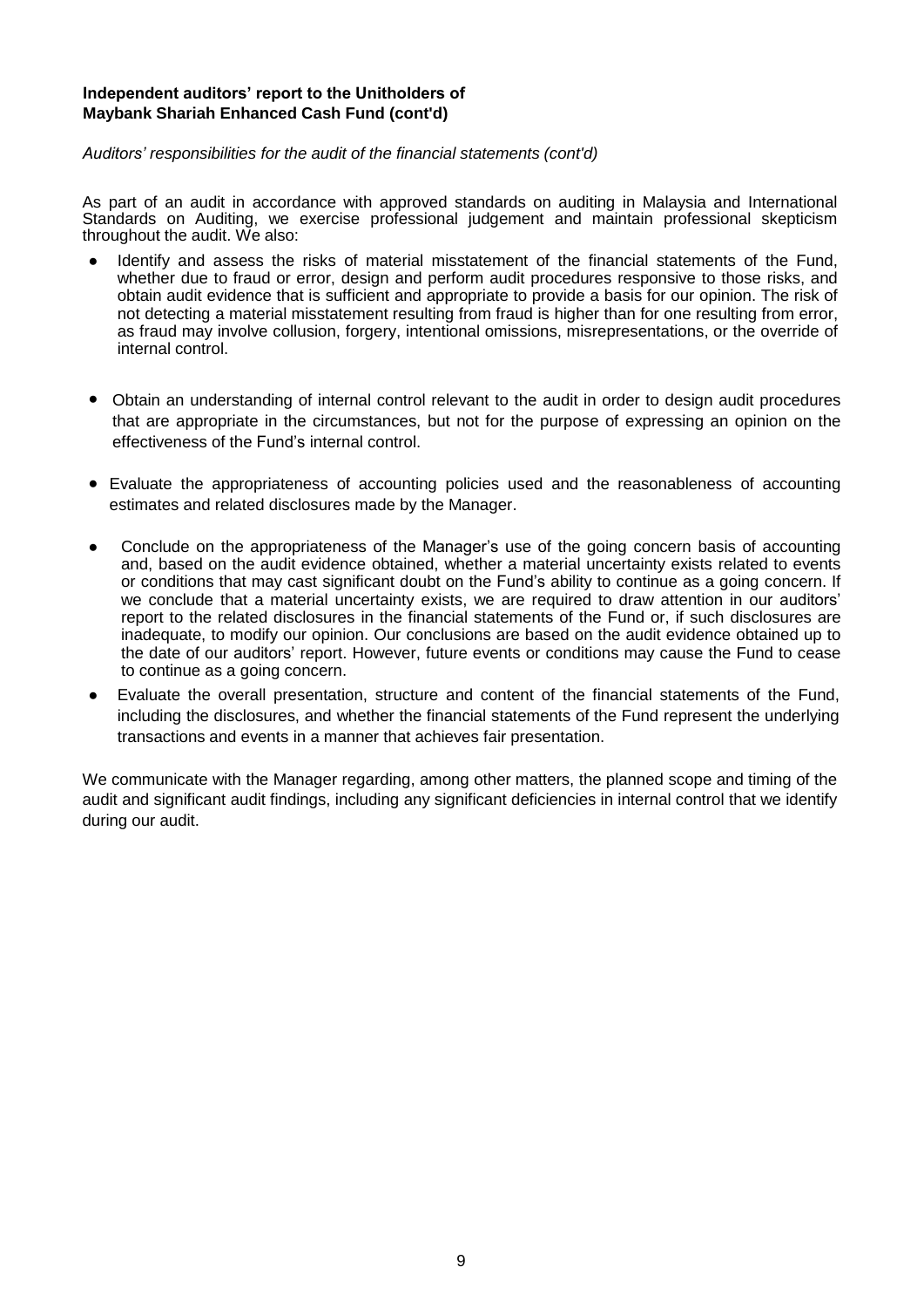**Independent auditors' report to the Unitholders of Maybank Shariah Enhanced Cash Fund (cont'd)**

*Auditors' responsibilities for the audit of the financial statements (cont'd)*

As part of an audit in accordance with approved standards on auditing in Malaysia and International Standards on Auditing, we exercise professional judgement and maintain professional skepticism throughout the audit. We also:

- Identify and assess the risks of material misstatement of the financial statements of the Fund, whether due to fraud or error, design and perform audit procedures responsive to those risks, and obtain audit evidence that is sufficient and appropriate to provide a basis for our opinion. The risk of not detecting a material misstatement resulting from fraud is higher than for one resulting from error, as fraud may involve collusion, forgery, intentional omissions, misrepresentations, or the override of internal control.

- Obtain an understanding of internal control relevant to the audit in order to design audit procedures that are appropriate in the circumstances, but not for the purpose of expressing an opinion on the effectiveness of the Fund's internal control.

- Evaluate the appropriateness of accounting policies used and the reasonableness of accounting estimates and related disclosures made by the Manager.

- Conclude on the appropriateness of the Manager's use of the going concern basis of accounting and, based on the audit evidence obtained, whether a material uncertainty exists related to events or conditions that may cast significant doubt on the Fund's ability to continue as a going concern. If we conclude that a material uncertainty exists, we are required to draw attention in our auditors' report to the related disclosures in the financial statements of the Fund or, if such disclosures are inadequate, to modify our opinion. Our conclusions are based on the audit evidence obtained up to the date of our auditors' report. However, future events or conditions may cause the Fund to cease to continue as a going concern.

- Evaluate the overall presentation, structure and content of the financial statements of the Fund, including the disclosures, and whether the financial statements of the Fund represent the underlying transactions and events in a manner that achieves fair presentation.

We communicate with the Manager regarding, among other matters, the planned scope and timing of the audit and significant audit findings, including any significant deficiencies in internal control that we identify during our audit.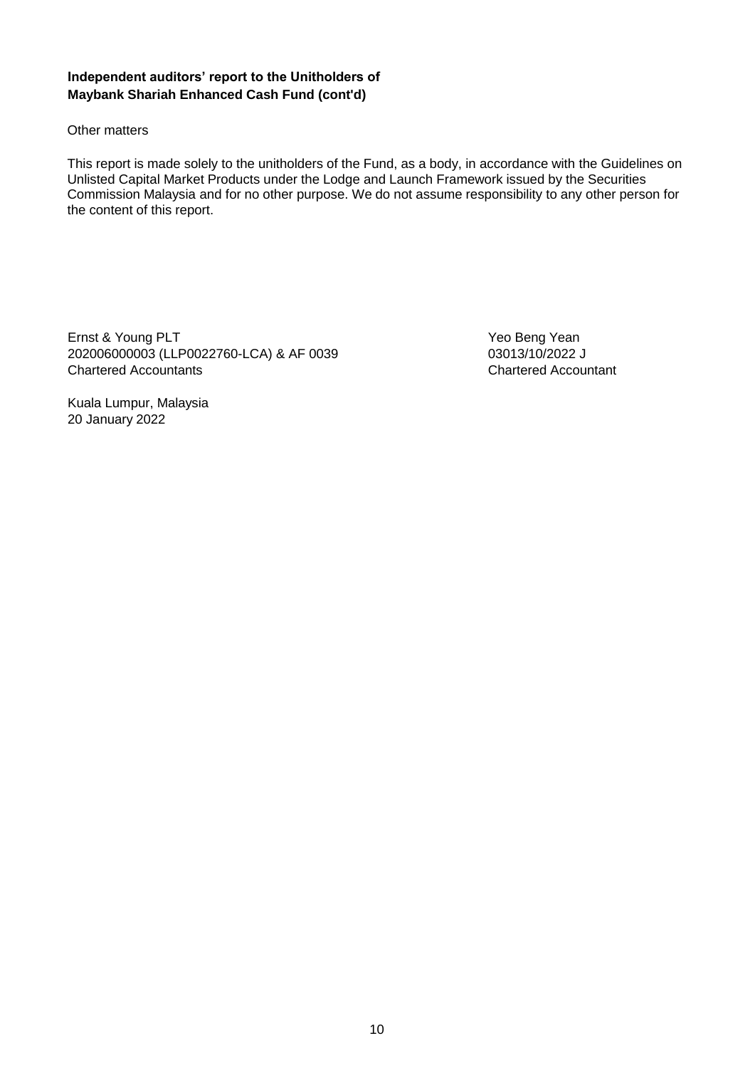**Independent auditors' report to the Unitholders of**
**Maybank Shariah Enhanced Cash Fund (cont'd)**

Other matters

This report is made solely to the unitholders of the Fund, as a body, in accordance with the Guidelines on Unlisted Capital Market Products under the Lodge and Launch Framework issued by the Securities Commission Malaysia and for no other purpose. We do not assume responsibility to any other person for the content of this report.

Ernst & Young PLT
202006000003 (LLP0022760-LCA) & AF 0039
Chartered Accountants

Yeo Beng Yean
03013/10/2022 J
Chartered Accountant

Kuala Lumpur, Malaysia
20 January 2022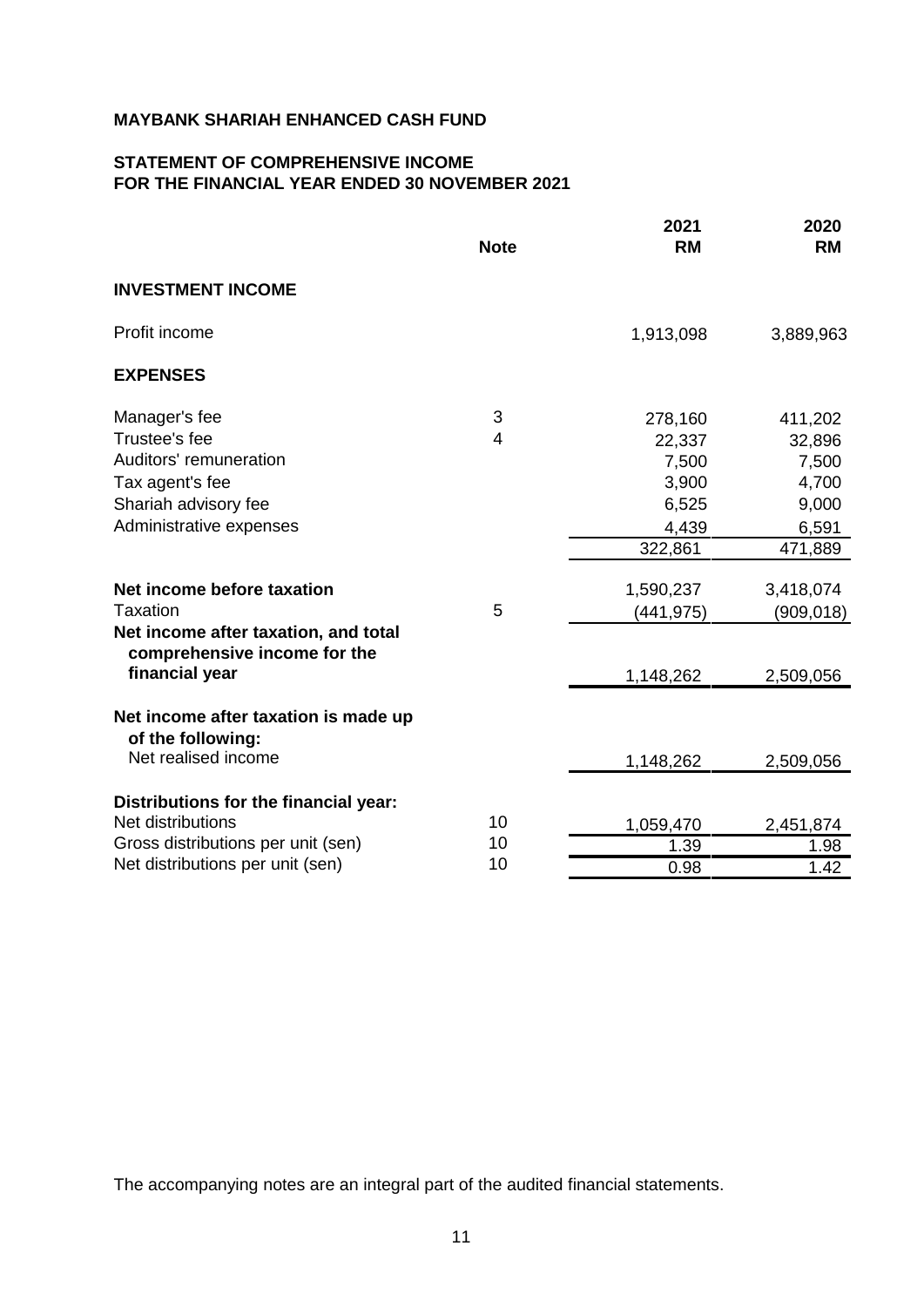**MAYBANK SHARIAH ENHANCED CASH FUND**

**STATEMENT OF COMPREHENSIVE INCOME**
**FOR THE FINANCIAL YEAR ENDED 30 NOVEMBER 2021**

| | Note | 2021 RM | 2020 RM |
|---|---|---|---|
| **INVESTMENT INCOME** | | | |
| Profit income | | 1,913,098 | 3,889,963 |
| **EXPENSES** | | | |
| Manager's fee | 3 | 278,160 | 411,202 |
| Trustee's fee | 4 | 22,337 | 32,896 |
| Auditors' remuneration | | 7,500 | 7,500 |
| Tax agent's fee | | 3,900 | 4,700 |
| Shariah advisory fee | | 6,525 | 9,000 |
| Administrative expenses | | 4,439 | 6,591 |
| | | 322,861 | 471,889 |
| **Net income before taxation** | | 1,590,237 | 3,418,074 |
| Taxation | 5 | (441,975) | (909,018) |
| **Net income after taxation, and total comprehensive income for the financial year** | | 1,148,262 | 2,509,056 |
| **Net income after taxation is made up of the following:** | | | |
| Net realised income | | 1,148,262 | 2,509,056 |
| **Distributions for the financial year:** | | | |
| Net distributions | 10 | 1,059,470 | 2,451,874 |
| Gross distributions per unit (sen) | 10 | 1.39 | 1.98 |
| Net distributions per unit (sen) | 10 | 0.98 | 1.42 |

The accompanying notes are an integral part of the audited financial statements.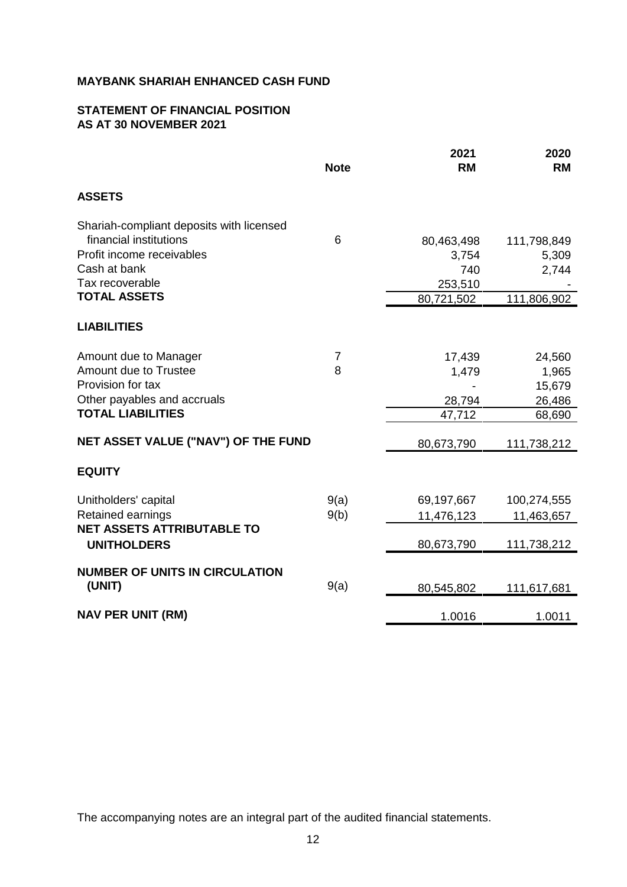**MAYBANK SHARIAH ENHANCED CASH FUND**

**STATEMENT OF FINANCIAL POSITION**
**AS AT 30 NOVEMBER 2021**

| | Note | 2021 RM | 2020 RM |
|---|---|---|---|
| **ASSETS** | | | |
| Shariah-compliant deposits with licensed financial institutions | 6 | 80,463,498 | 111,798,849 |
| Profit income receivables | | 3,754 | 5,309 |
| Cash at bank | | 740 | 2,744 |
| Tax recoverable | | 253,510 | - |
| **TOTAL ASSETS** | | 80,721,502 | 111,806,902 |
| **LIABILITIES** | | | |
| Amount due to Manager | 7 | 17,439 | 24,560 |
| Amount due to Trustee | 8 | 1,479 | 1,965 |
| Provision for tax | | - | 15,679 |
| Other payables and accruals | | 28,794 | 26,486 |
| **TOTAL LIABILITIES** | | 47,712 | 68,690 |
| **NET ASSET VALUE ("NAV") OF THE FUND** | | 80,673,790 | 111,738,212 |
| **EQUITY** | | | |
| Unitholders' capital | 9(a) | 69,197,667 | 100,274,555 |
| Retained earnings | 9(b) | 11,476,123 | 11,463,657 |
| **NET ASSETS ATTRIBUTABLE TO UNITHOLDERS** | | 80,673,790 | 111,738,212 |
| **NUMBER OF UNITS IN CIRCULATION (UNIT)** | 9(a) | 80,545,802 | 111,617,681 |
| **NAV PER UNIT (RM)** | | 1.0016 | 1.0011 |

The accompanying notes are an integral part of the audited financial statements.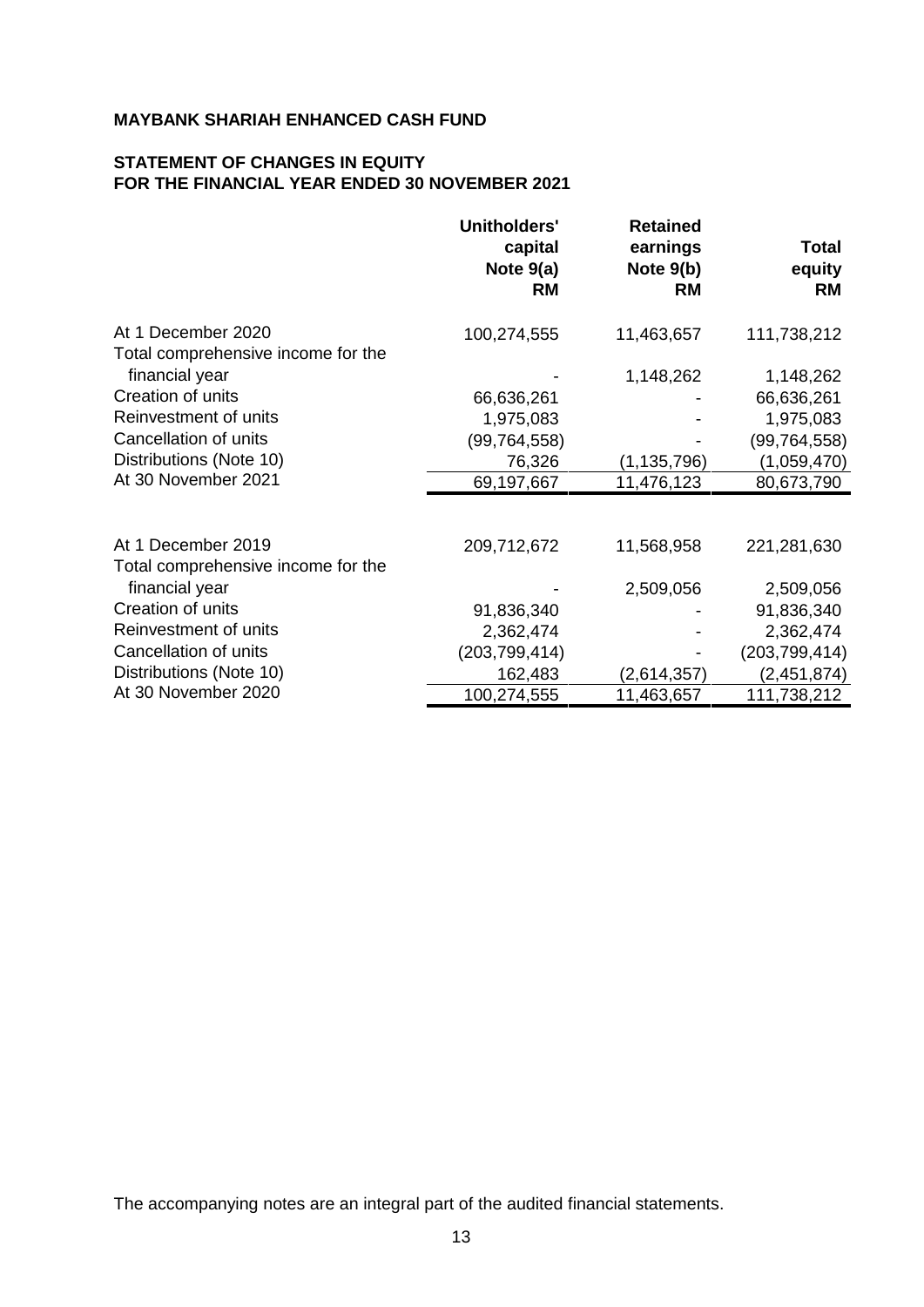**MAYBANK SHARIAH ENHANCED CASH FUND**

**STATEMENT OF CHANGES IN EQUITY**
**FOR THE FINANCIAL YEAR ENDED 30 NOVEMBER 2021**

| | Unitholders' capital Note 9(a) RM | Retained earnings Note 9(b) RM | Total equity RM |
|---|---|---|---|
| At 1 December 2020 | 100,274,555 | 11,463,657 | 111,738,212 |
| Total comprehensive income for the financial year | - | 1,148,262 | 1,148,262 |
| Creation of units | 66,636,261 | - | 66,636,261 |
| Reinvestment of units | 1,975,083 | - | 1,975,083 |
| Cancellation of units | (99,764,558) | - | (99,764,558) |
| Distributions (Note 10) | 76,326 | (1,135,796) | (1,059,470) |
| At 30 November 2021 | 69,197,667 | 11,476,123 | 80,673,790 |
| | | | |
| At 1 December 2019 | 209,712,672 | 11,568,958 | 221,281,630 |
| Total comprehensive income for the financial year | - | 2,509,056 | 2,509,056 |
| Creation of units | 91,836,340 | - | 91,836,340 |
| Reinvestment of units | 2,362,474 | - | 2,362,474 |
| Cancellation of units | (203,799,414) | - | (203,799,414) |
| Distributions (Note 10) | 162,483 | (2,614,357) | (2,451,874) |
| At 30 November 2020 | 100,274,555 | 11,463,657 | 111,738,212 |

The accompanying notes are an integral part of the audited financial statements.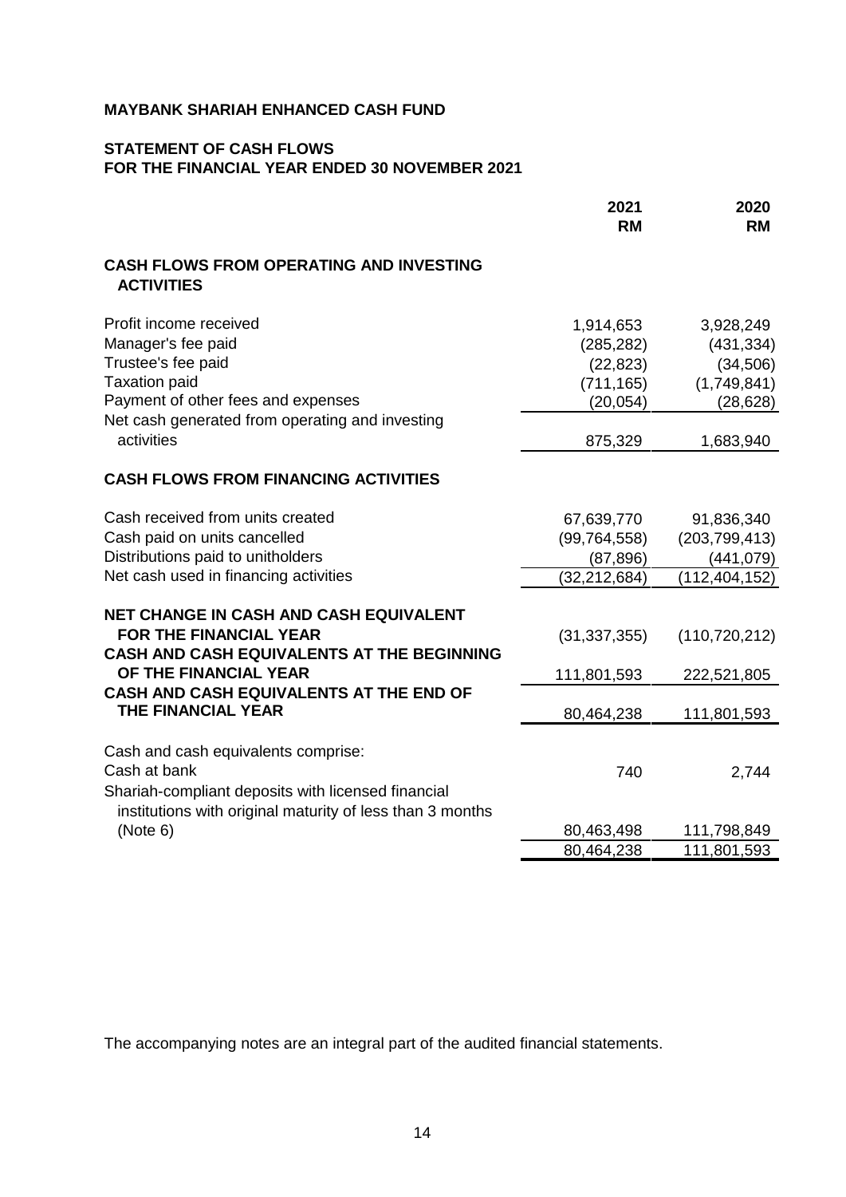**MAYBANK SHARIAH ENHANCED CASH FUND**

**STATEMENT OF CASH FLOWS**
**FOR THE FINANCIAL YEAR ENDED 30 NOVEMBER 2021**

| | 2021 RM | 2020 RM |
|---|---|---|
| **CASH FLOWS FROM OPERATING AND INVESTING ACTIVITIES** | | |
| Profit income received | 1,914,653 | 3,928,249 |
| Manager's fee paid | (285,282) | (431,334) |
| Trustee's fee paid | (22,823) | (34,506) |
| Taxation paid | (711,165) | (1,749,841) |
| Payment of other fees and expenses | (20,054) | (28,628) |
| Net cash generated from operating and investing activities | 875,329 | 1,683,940 |
| **CASH FLOWS FROM FINANCING ACTIVITIES** | | |
| Cash received from units created | 67,639,770 | 91,836,340 |
| Cash paid on units cancelled | (99,764,558) | (203,799,413) |
| Distributions paid to unitholders | (87,896) | (441,079) |
| Net cash used in financing activities | (32,212,684) | (112,404,152) |
| **NET CHANGE IN CASH AND CASH EQUIVALENT FOR THE FINANCIAL YEAR** | (31,337,355) | (110,720,212) |
| **CASH AND CASH EQUIVALENTS AT THE BEGINNING OF THE FINANCIAL YEAR** | 111,801,593 | 222,521,805 |
| **CASH AND CASH EQUIVALENTS AT THE END OF THE FINANCIAL YEAR** | 80,464,238 | 111,801,593 |
| Cash and cash equivalents comprise: | | |
| Cash at bank | 740 | 2,744 |
| Shariah-compliant deposits with licensed financial institutions with original maturity of less than 3 months (Note 6) | 80,463,498 | 111,798,849 |
| | 80,464,238 | 111,801,593 |

The accompanying notes are an integral part of the audited financial statements.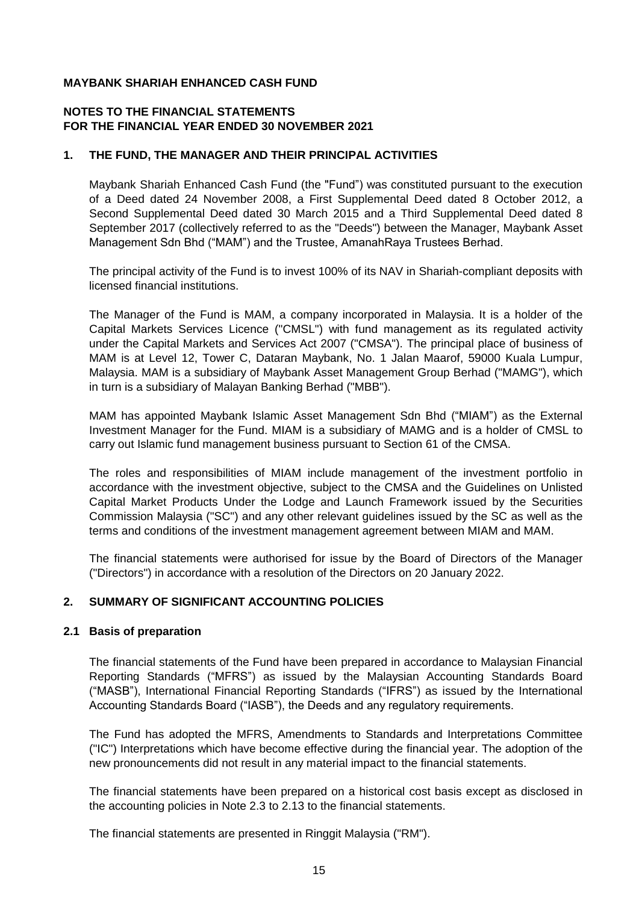**MAYBANK SHARIAH ENHANCED CASH FUND**

**NOTES TO THE FINANCIAL STATEMENTS**
**FOR THE FINANCIAL YEAR ENDED 30 NOVEMBER 2021**

## 1. THE FUND, THE MANAGER AND THEIR PRINCIPAL ACTIVITIES

Maybank Shariah Enhanced Cash Fund (the "Fund") was constituted pursuant to the execution of a Deed dated 24 November 2008, a First Supplemental Deed dated 8 October 2012, a Second Supplemental Deed dated 30 March 2015 and a Third Supplemental Deed dated 8 September 2017 (collectively referred to as the "Deeds") between the Manager, Maybank Asset Management Sdn Bhd ("MAM") and the Trustee, AmanahRaya Trustees Berhad.

The principal activity of the Fund is to invest 100% of its NAV in Shariah-compliant deposits with licensed financial institutions.

The Manager of the Fund is MAM, a company incorporated in Malaysia. It is a holder of the Capital Markets Services Licence ("CMSL") with fund management as its regulated activity under the Capital Markets and Services Act 2007 ("CMSA"). The principal place of business of MAM is at Level 12, Tower C, Dataran Maybank, No. 1 Jalan Maarof, 59000 Kuala Lumpur, Malaysia. MAM is a subsidiary of Maybank Asset Management Group Berhad ("MAMG"), which in turn is a subsidiary of Malayan Banking Berhad ("MBB").

MAM has appointed Maybank Islamic Asset Management Sdn Bhd ("MIAM") as the External Investment Manager for the Fund. MIAM is a subsidiary of MAMG and is a holder of CMSL to carry out Islamic fund management business pursuant to Section 61 of the CMSA.

The roles and responsibilities of MIAM include management of the investment portfolio in accordance with the investment objective, subject to the CMSA and the Guidelines on Unlisted Capital Market Products Under the Lodge and Launch Framework issued by the Securities Commission Malaysia ("SC") and any other relevant guidelines issued by the SC as well as the terms and conditions of the investment management agreement between MIAM and MAM.

The financial statements were authorised for issue by the Board of Directors of the Manager ("Directors") in accordance with a resolution of the Directors on 20 January 2022.

## 2. SUMMARY OF SIGNIFICANT ACCOUNTING POLICIES

### 2.1 Basis of preparation

The financial statements of the Fund have been prepared in accordance to Malaysian Financial Reporting Standards ("MFRS") as issued by the Malaysian Accounting Standards Board ("MASB"), International Financial Reporting Standards ("IFRS") as issued by the International Accounting Standards Board ("IASB"), the Deeds and any regulatory requirements.

The Fund has adopted the MFRS, Amendments to Standards and Interpretations Committee ("IC") Interpretations which have become effective during the financial year. The adoption of the new pronouncements did not result in any material impact to the financial statements.

The financial statements have been prepared on a historical cost basis except as disclosed in the accounting policies in Note 2.3 to 2.13 to the financial statements.

The financial statements are presented in Ringgit Malaysia ("RM").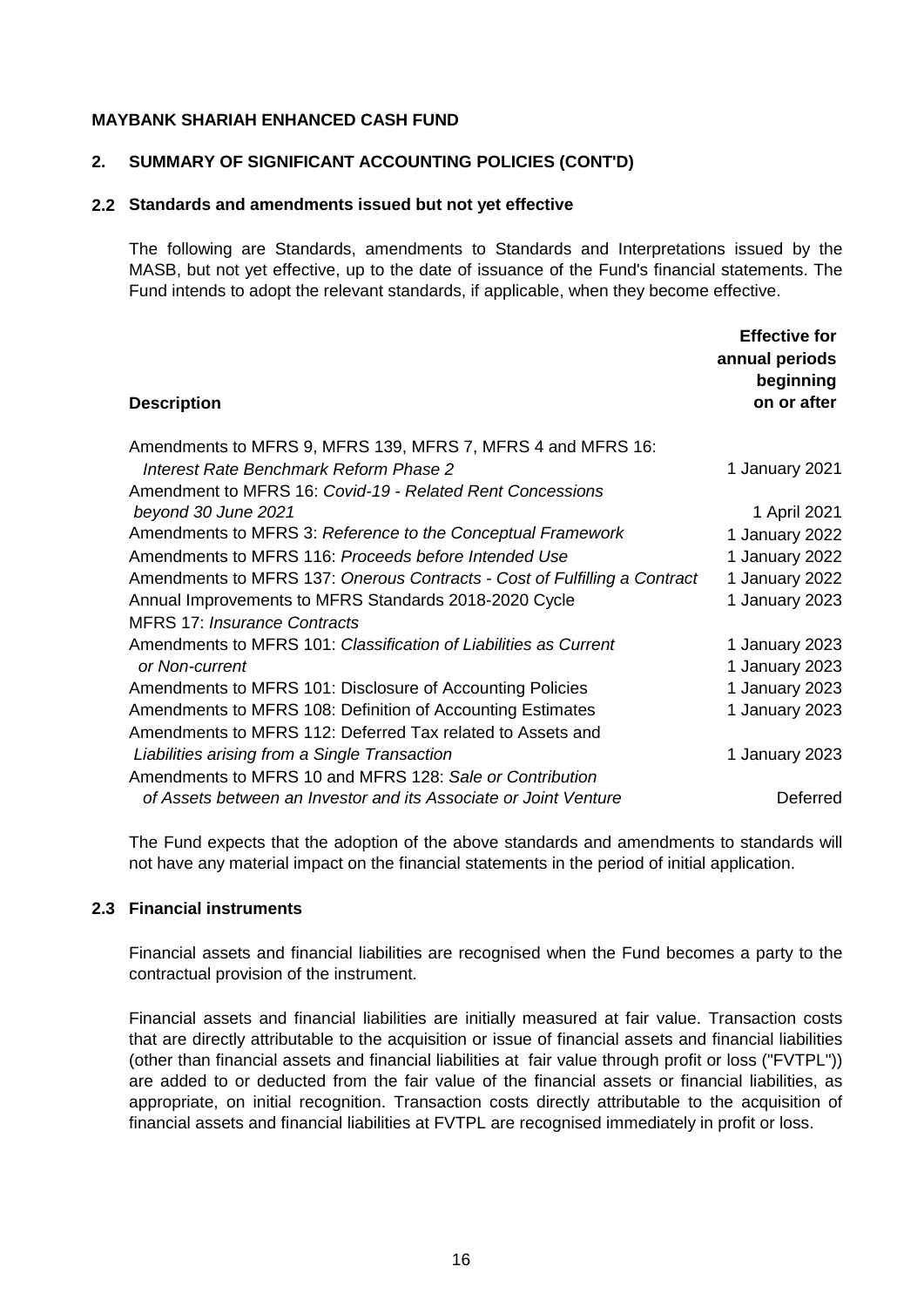**MAYBANK SHARIAH ENHANCED CASH FUND**

## 2. SUMMARY OF SIGNIFICANT ACCOUNTING POLICIES (CONT'D)

### 2.2 Standards and amendments issued but not yet effective

The following are Standards, amendments to Standards and Interpretations issued by the MASB, but not yet effective, up to the date of issuance of the Fund's financial statements. The Fund intends to adopt the relevant standards, if applicable, when they become effective.

| Description | Effective for annual periods beginning on or after |
|---|---|
| Amendments to MFRS 9, MFRS 139, MFRS 7, MFRS 4 and MFRS 16: *Interest Rate Benchmark Reform Phase 2* | 1 January 2021 |
| Amendment to MFRS 16: *Covid-19 - Related Rent Concessions beyond 30 June 2021* | 1 April 2021 |
| Amendments to MFRS 3: *Reference to the Conceptual Framework* | 1 January 2022 |
| Amendments to MFRS 116: *Proceeds before Intended Use* | 1 January 2022 |
| Amendments to MFRS 137: *Onerous Contracts - Cost of Fulfilling a Contract* | 1 January 2022 |
| Annual Improvements to MFRS Standards 2018-2020 Cycle | 1 January 2023 |
| MFRS 17: *Insurance Contracts* | |
| Amendments to MFRS 101: *Classification of Liabilities as Current* | 1 January 2023 |
| *or Non-current* | 1 January 2023 |
| Amendments to MFRS 101: Disclosure of Accounting Policies | 1 January 2023 |
| Amendments to MFRS 108: Definition of Accounting Estimates | 1 January 2023 |
| Amendments to MFRS 112: Deferred Tax related to Assets and *Liabilities arising from a Single Transaction* | 1 January 2023 |
| Amendments to MFRS 10 and MFRS 128: *Sale or Contribution of Assets between an Investor and its Associate or Joint Venture* | Deferred |

The Fund expects that the adoption of the above standards and amendments to standards will not have any material impact on the financial statements in the period of initial application.

### 2.3 Financial instruments

Financial assets and financial liabilities are recognised when the Fund becomes a party to the contractual provision of the instrument.

Financial assets and financial liabilities are initially measured at fair value. Transaction costs that are directly attributable to the acquisition or issue of financial assets and financial liabilities (other than financial assets and financial liabilities at fair value through profit or loss ("FVTPL")) are added to or deducted from the fair value of the financial assets or financial liabilities, as appropriate, on initial recognition. Transaction costs directly attributable to the acquisition of financial assets and financial liabilities at FVTPL are recognised immediately in profit or loss.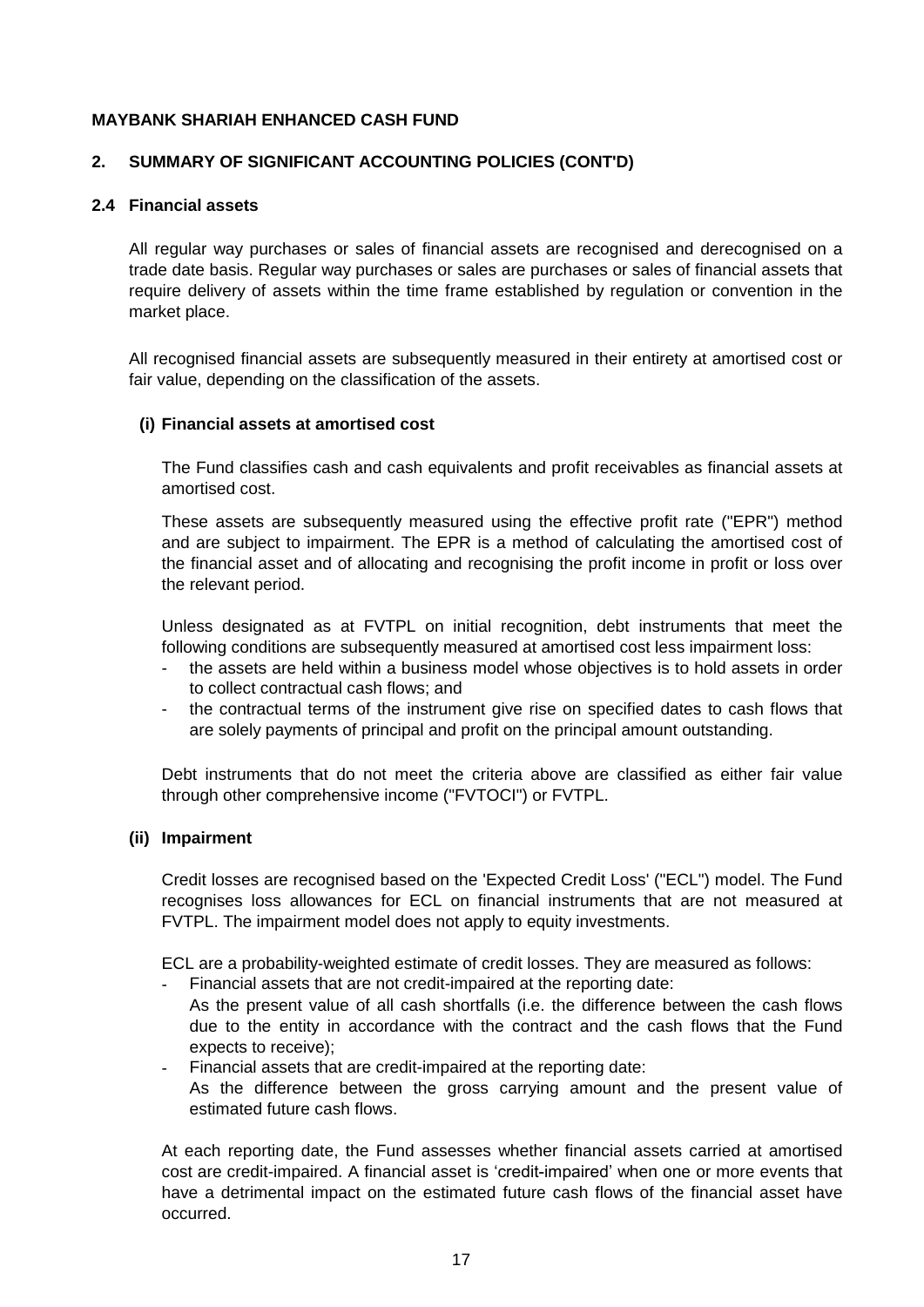**MAYBANK SHARIAH ENHANCED CASH FUND**

## 2. SUMMARY OF SIGNIFICANT ACCOUNTING POLICIES (CONT'D)

### 2.4 Financial assets

All regular way purchases or sales of financial assets are recognised and derecognised on a trade date basis. Regular way purchases or sales are purchases or sales of financial assets that require delivery of assets within the time frame established by regulation or convention in the market place.

All recognised financial assets are subsequently measured in their entirety at amortised cost or fair value, depending on the classification of the assets.

#### (i) Financial assets at amortised cost

The Fund classifies cash and cash equivalents and profit receivables as financial assets at amortised cost.

These assets are subsequently measured using the effective profit rate ("EPR") method and are subject to impairment. The EPR is a method of calculating the amortised cost of the financial asset and of allocating and recognising the profit income in profit or loss over the relevant period.

Unless designated as at FVTPL on initial recognition, debt instruments that meet the following conditions are subsequently measured at amortised cost less impairment loss:

- the assets are held within a business model whose objectives is to hold assets in order to collect contractual cash flows; and
- the contractual terms of the instrument give rise on specified dates to cash flows that are solely payments of principal and profit on the principal amount outstanding.

Debt instruments that do not meet the criteria above are classified as either fair value through other comprehensive income ("FVTOCI") or FVTPL.

#### (ii) Impairment

Credit losses are recognised based on the 'Expected Credit Loss' ("ECL") model. The Fund recognises loss allowances for ECL on financial instruments that are not measured at FVTPL. The impairment model does not apply to equity investments.

ECL are a probability-weighted estimate of credit losses. They are measured as follows:

- Financial assets that are not credit-impaired at the reporting date:
  As the present value of all cash shortfalls (i.e. the difference between the cash flows due to the entity in accordance with the contract and the cash flows that the Fund expects to receive);
- Financial assets that are credit-impaired at the reporting date:
  As the difference between the gross carrying amount and the present value of estimated future cash flows.

At each reporting date, the Fund assesses whether financial assets carried at amortised cost are credit-impaired. A financial asset is 'credit-impaired' when one or more events that have a detrimental impact on the estimated future cash flows of the financial asset have occurred.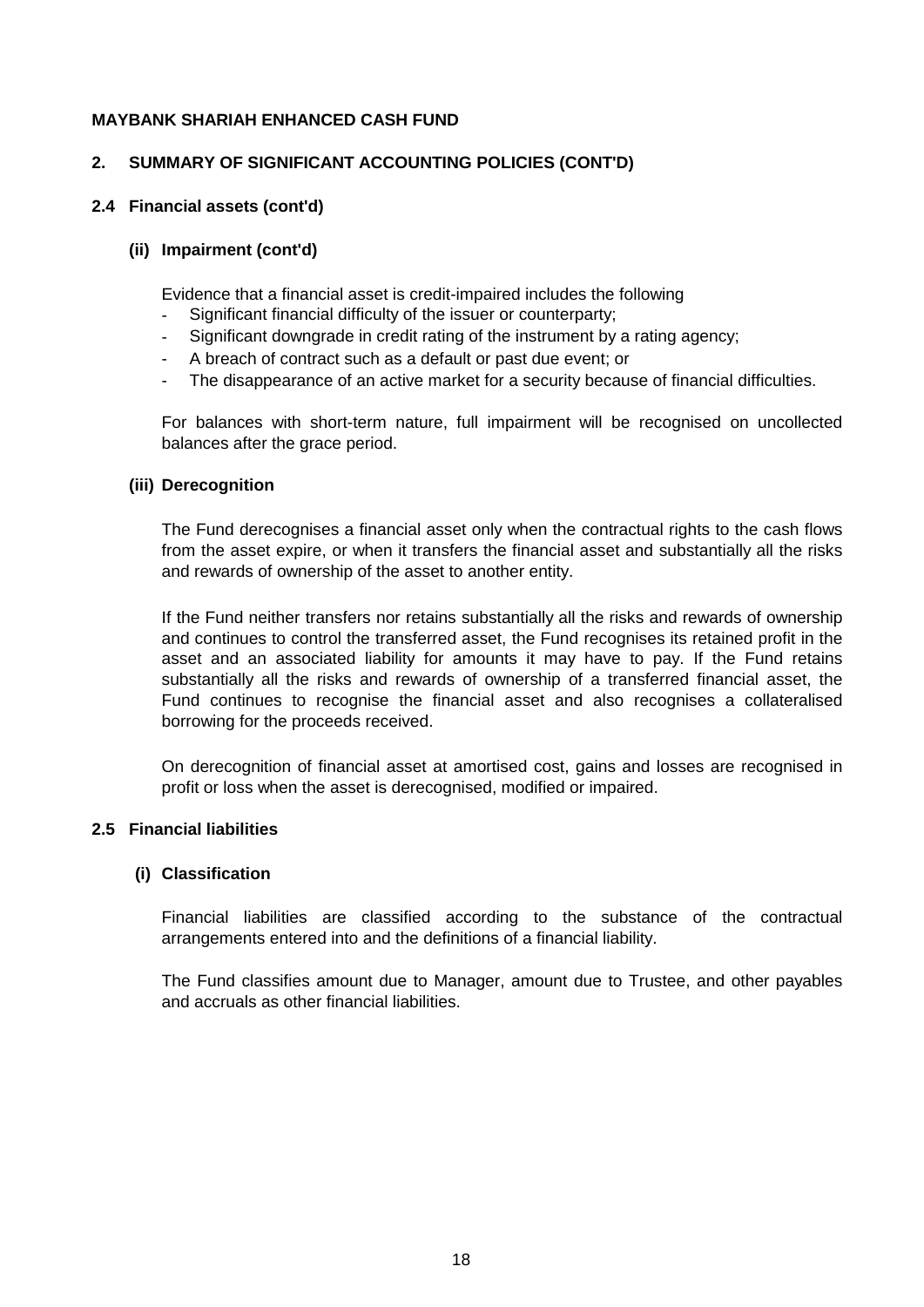**MAYBANK SHARIAH ENHANCED CASH FUND**

## 2. SUMMARY OF SIGNIFICANT ACCOUNTING POLICIES (CONT'D)

### 2.4 Financial assets (cont'd)

#### (ii) Impairment (cont'd)

Evidence that a financial asset is credit-impaired includes the following

- Significant financial difficulty of the issuer or counterparty;
- Significant downgrade in credit rating of the instrument by a rating agency;
- A breach of contract such as a default or past due event; or
- The disappearance of an active market for a security because of financial difficulties.

For balances with short-term nature, full impairment will be recognised on uncollected balances after the grace period.

#### (iii) Derecognition

The Fund derecognises a financial asset only when the contractual rights to the cash flows from the asset expire, or when it transfers the financial asset and substantially all the risks and rewards of ownership of the asset to another entity.

If the Fund neither transfers nor retains substantially all the risks and rewards of ownership and continues to control the transferred asset, the Fund recognises its retained profit in the asset and an associated liability for amounts it may have to pay. If the Fund retains substantially all the risks and rewards of ownership of a transferred financial asset, the Fund continues to recognise the financial asset and also recognises a collateralised borrowing for the proceeds received.

On derecognition of financial asset at amortised cost, gains and losses are recognised in profit or loss when the asset is derecognised, modified or impaired.

### 2.5 Financial liabilities

#### (i) Classification

Financial liabilities are classified according to the substance of the contractual arrangements entered into and the definitions of a financial liability.

The Fund classifies amount due to Manager, amount due to Trustee, and other payables and accruals as other financial liabilities.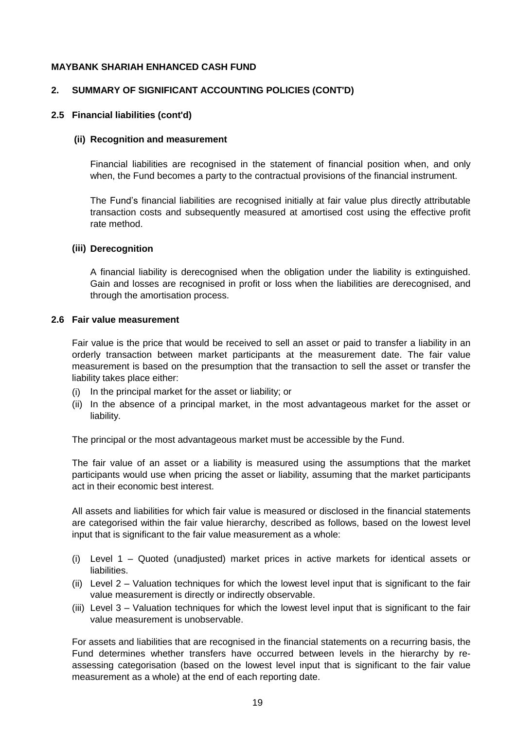**MAYBANK SHARIAH ENHANCED CASH FUND**

## 2. SUMMARY OF SIGNIFICANT ACCOUNTING POLICIES (CONT'D)

### 2.5 Financial liabilities (cont'd)

#### (ii) Recognition and measurement

Financial liabilities are recognised in the statement of financial position when, and only when, the Fund becomes a party to the contractual provisions of the financial instrument.

The Fund's financial liabilities are recognised initially at fair value plus directly attributable transaction costs and subsequently measured at amortised cost using the effective profit rate method.

#### (iii) Derecognition

A financial liability is derecognised when the obligation under the liability is extinguished. Gain and losses are recognised in profit or loss when the liabilities are derecognised, and through the amortisation process.

### 2.6 Fair value measurement

Fair value is the price that would be received to sell an asset or paid to transfer a liability in an orderly transaction between market participants at the measurement date. The fair value measurement is based on the presumption that the transaction to sell the asset or transfer the liability takes place either:

(i) In the principal market for the asset or liability; or
(ii) In the absence of a principal market, in the most advantageous market for the asset or liability.

The principal or the most advantageous market must be accessible by the Fund.

The fair value of an asset or a liability is measured using the assumptions that the market participants would use when pricing the asset or liability, assuming that the market participants act in their economic best interest.

All assets and liabilities for which fair value is measured or disclosed in the financial statements are categorised within the fair value hierarchy, described as follows, based on the lowest level input that is significant to the fair value measurement as a whole:

(i) Level 1 – Quoted (unadjusted) market prices in active markets for identical assets or liabilities.
(ii) Level 2 – Valuation techniques for which the lowest level input that is significant to the fair value measurement is directly or indirectly observable.
(iii) Level 3 – Valuation techniques for which the lowest level input that is significant to the fair value measurement is unobservable.

For assets and liabilities that are recognised in the financial statements on a recurring basis, the Fund determines whether transfers have occurred between levels in the hierarchy by re-assessing categorisation (based on the lowest level input that is significant to the fair value measurement as a whole) at the end of each reporting date.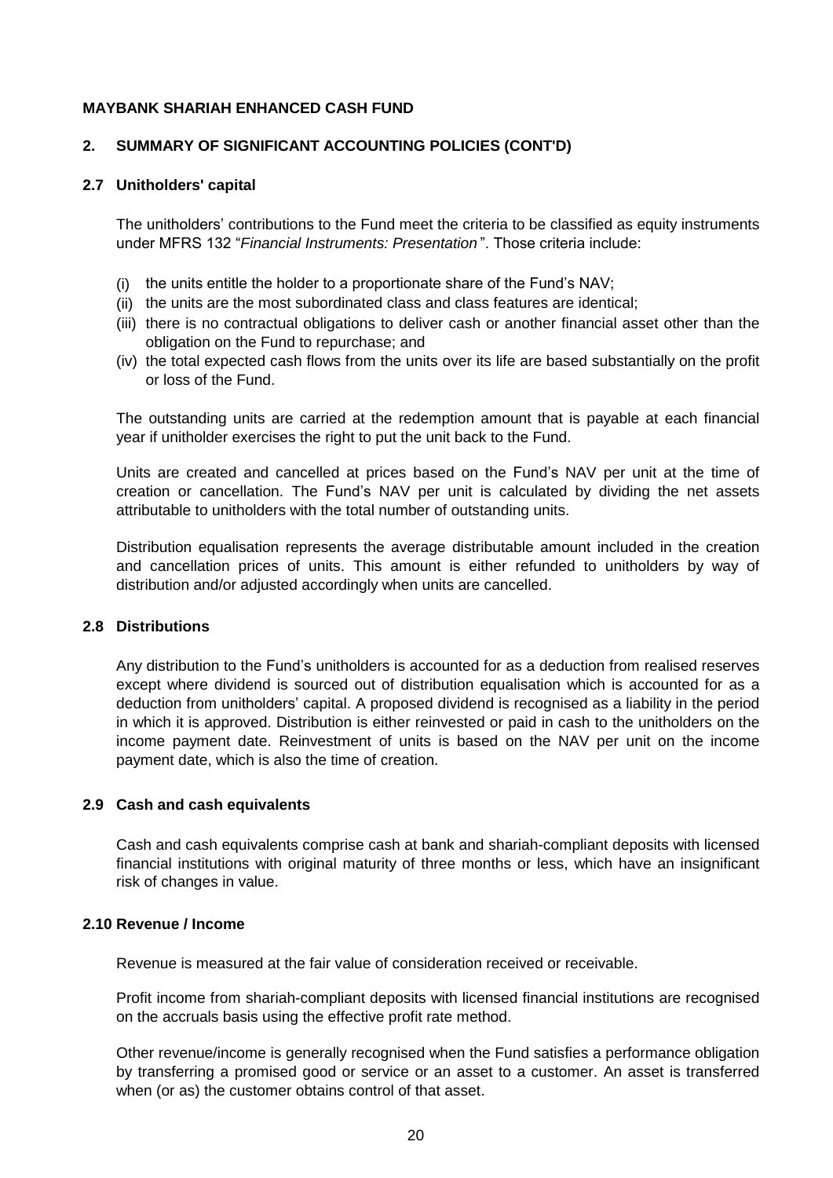**MAYBANK SHARIAH ENHANCED CASH FUND**

## 2. SUMMARY OF SIGNIFICANT ACCOUNTING POLICIES (CONT'D)

### 2.7 Unitholders' capital

The unitholders' contributions to the Fund meet the criteria to be classified as equity instruments under MFRS 132 "*Financial Instruments: Presentation*". Those criteria include:

(i) the units entitle the holder to a proportionate share of the Fund's NAV;
(ii) the units are the most subordinated class and class features are identical;
(iii) there is no contractual obligations to deliver cash or another financial asset other than the obligation on the Fund to repurchase; and
(iv) the total expected cash flows from the units over its life are based substantially on the profit or loss of the Fund.

The outstanding units are carried at the redemption amount that is payable at each financial year if unitholder exercises the right to put the unit back to the Fund.

Units are created and cancelled at prices based on the Fund's NAV per unit at the time of creation or cancellation. The Fund's NAV per unit is calculated by dividing the net assets attributable to unitholders with the total number of outstanding units.

Distribution equalisation represents the average distributable amount included in the creation and cancellation prices of units. This amount is either refunded to unitholders by way of distribution and/or adjusted accordingly when units are cancelled.

### 2.8 Distributions

Any distribution to the Fund's unitholders is accounted for as a deduction from realised reserves except where dividend is sourced out of distribution equalisation which is accounted for as a deduction from unitholders' capital. A proposed dividend is recognised as a liability in the period in which it is approved. Distribution is either reinvested or paid in cash to the unitholders on the income payment date. Reinvestment of units is based on the NAV per unit on the income payment date, which is also the time of creation.

### 2.9 Cash and cash equivalents

Cash and cash equivalents comprise cash at bank and shariah-compliant deposits with licensed financial institutions with original maturity of three months or less, which have an insignificant risk of changes in value.

### 2.10 Revenue / Income

Revenue is measured at the fair value of consideration received or receivable.

Profit income from shariah-compliant deposits with licensed financial institutions are recognised on the accruals basis using the effective profit rate method.

Other revenue/income is generally recognised when the Fund satisfies a performance obligation by transferring a promised good or service or an asset to a customer. An asset is transferred when (or as) the customer obtains control of that asset.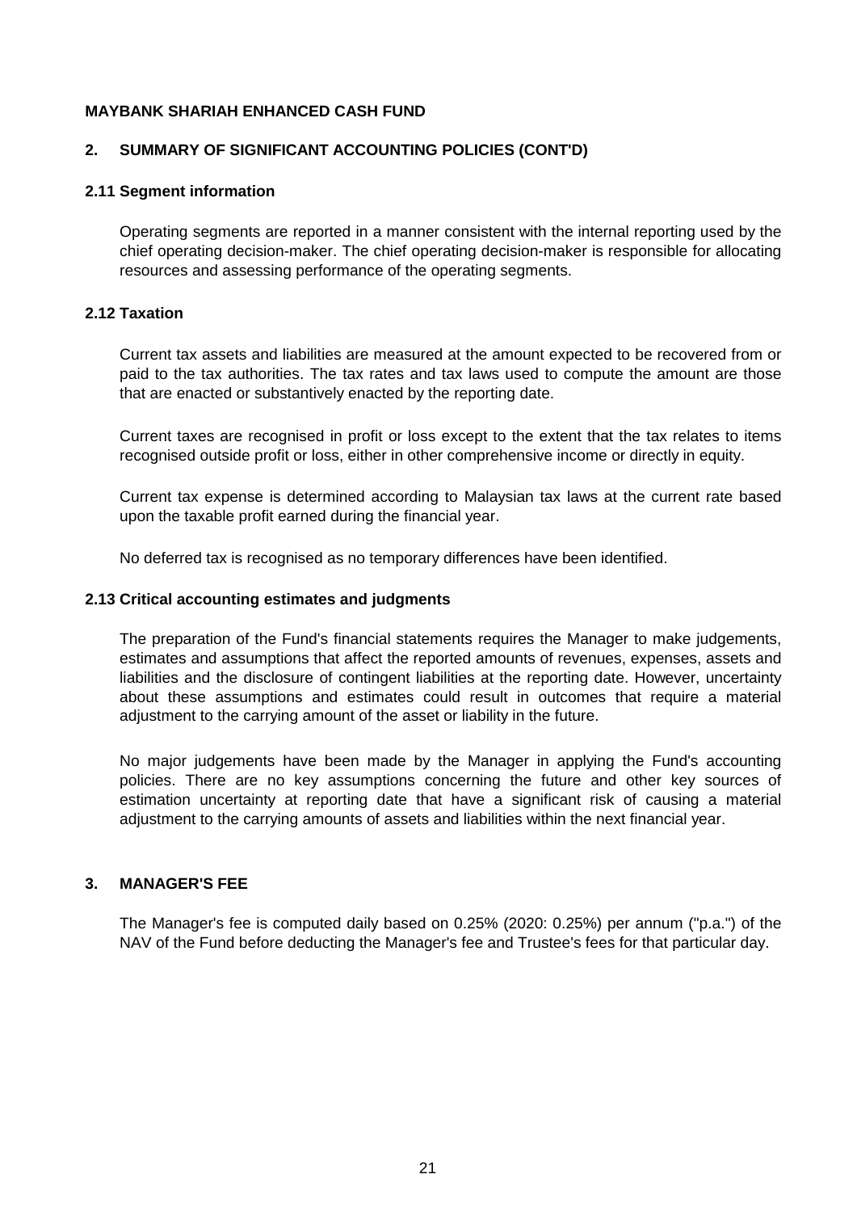**MAYBANK SHARIAH ENHANCED CASH FUND**

## 2. SUMMARY OF SIGNIFICANT ACCOUNTING POLICIES (CONT'D)

### 2.11 Segment information

Operating segments are reported in a manner consistent with the internal reporting used by the chief operating decision-maker. The chief operating decision-maker is responsible for allocating resources and assessing performance of the operating segments.

### 2.12 Taxation

Current tax assets and liabilities are measured at the amount expected to be recovered from or paid to the tax authorities. The tax rates and tax laws used to compute the amount are those that are enacted or substantively enacted by the reporting date.

Current taxes are recognised in profit or loss except to the extent that the tax relates to items recognised outside profit or loss, either in other comprehensive income or directly in equity.

Current tax expense is determined according to Malaysian tax laws at the current rate based upon the taxable profit earned during the financial year.

No deferred tax is recognised as no temporary differences have been identified.

### 2.13 Critical accounting estimates and judgments

The preparation of the Fund's financial statements requires the Manager to make judgements, estimates and assumptions that affect the reported amounts of revenues, expenses, assets and liabilities and the disclosure of contingent liabilities at the reporting date. However, uncertainty about these assumptions and estimates could result in outcomes that require a material adjustment to the carrying amount of the asset or liability in the future.

No major judgements have been made by the Manager in applying the Fund's accounting policies. There are no key assumptions concerning the future and other key sources of estimation uncertainty at reporting date that have a significant risk of causing a material adjustment to the carrying amounts of assets and liabilities within the next financial year.

## 3. MANAGER'S FEE

The Manager's fee is computed daily based on 0.25% (2020: 0.25%) per annum ("p.a.") of the NAV of the Fund before deducting the Manager's fee and Trustee's fees for that particular day.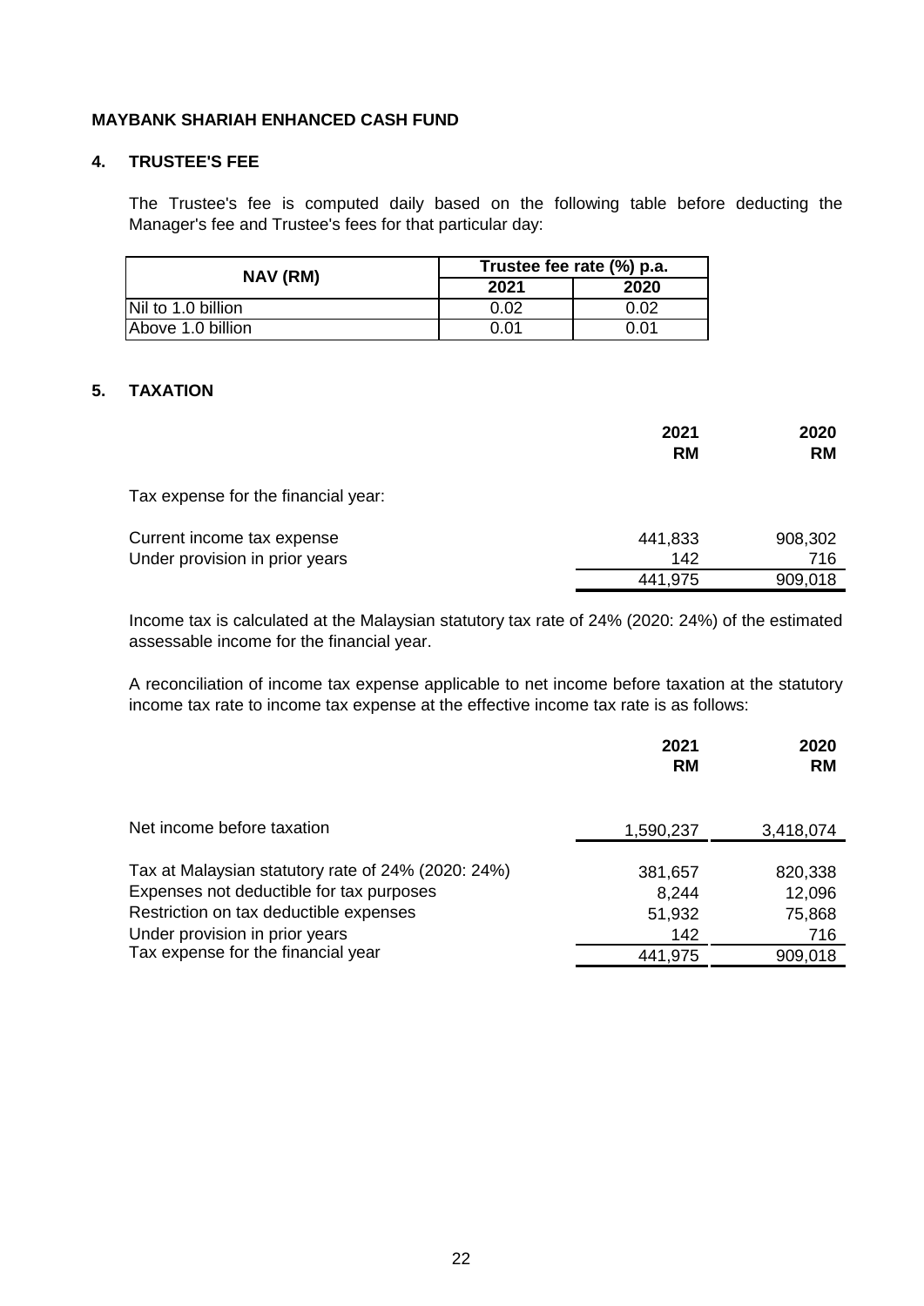**MAYBANK SHARIAH ENHANCED CASH FUND**

## 4. TRUSTEE'S FEE

The Trustee's fee is computed daily based on the following table before deducting the Manager's fee and Trustee's fees for that particular day:

| NAV (RM) | Trustee fee rate (%) p.a. | |
|---|---|---|
| | 2021 | 2020 |
| Nil to 1.0 billion | 0.02 | 0.02 |
| Above 1.0 billion | 0.01 | 0.01 |

## 5. TAXATION

| | 2021<br>RM | 2020<br>RM |
|---|---|---|
| Tax expense for the financial year: | | |
| Current income tax expense | 441,833 | 908,302 |
| Under provision in prior years | 142 | 716 |
| | 441,975 | 909,018 |

Income tax is calculated at the Malaysian statutory tax rate of 24% (2020: 24%) of the estimated assessable income for the financial year.

A reconciliation of income tax expense applicable to net income before taxation at the statutory income tax rate to income tax expense at the effective income tax rate is as follows:

| | 2021<br>RM | 2020<br>RM |
|---|---|---|
| Net income before taxation | 1,590,237 | 3,418,074 |
| Tax at Malaysian statutory rate of 24% (2020: 24%) | 381,657 | 820,338 |
| Expenses not deductible for tax purposes | 8,244 | 12,096 |
| Restriction on tax deductible expenses | 51,932 | 75,868 |
| Under provision in prior years | 142 | 716 |
| Tax expense for the financial year | 441,975 | 909,018 |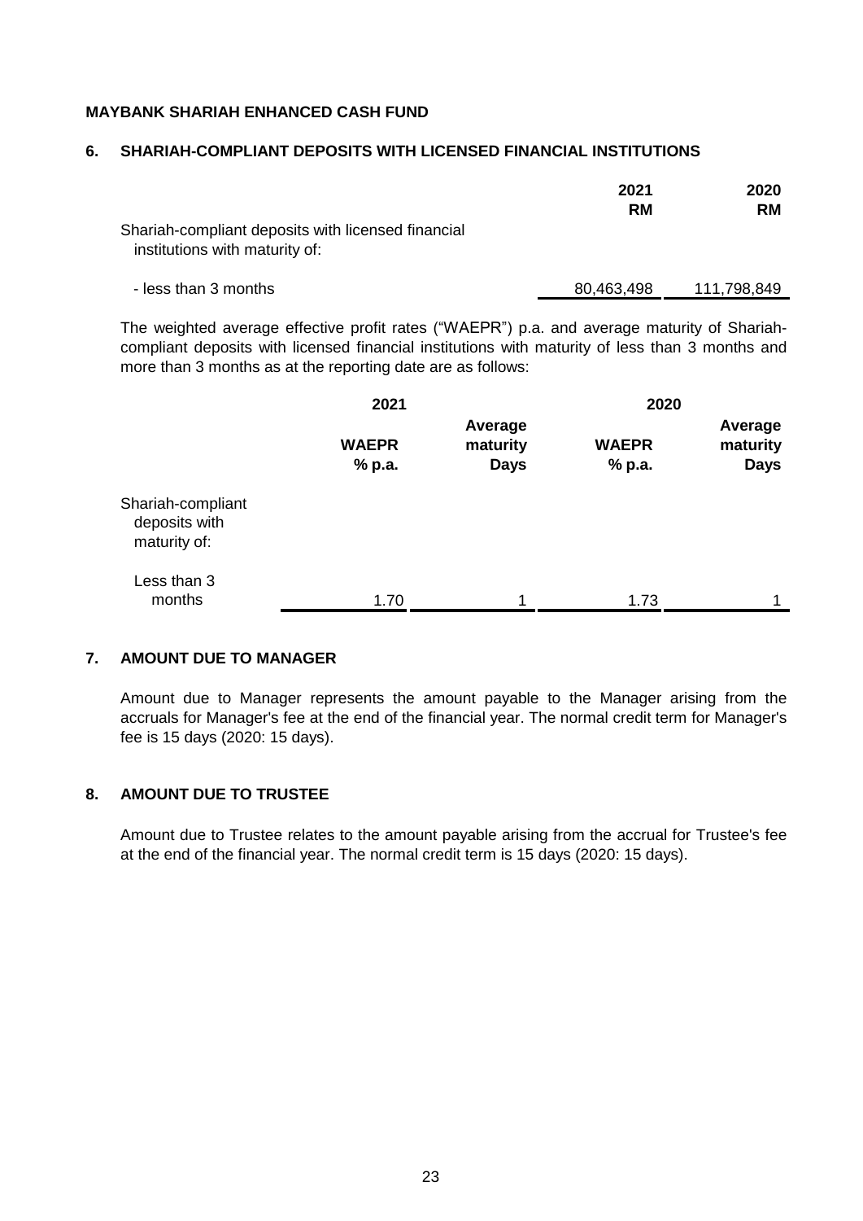**MAYBANK SHARIAH ENHANCED CASH FUND**

## 6. SHARIAH-COMPLIANT DEPOSITS WITH LICENSED FINANCIAL INSTITUTIONS

| | 2021 RM | 2020 RM |
|---|---|---|
| Shariah-compliant deposits with licensed financial institutions with maturity of: | | |
| - less than 3 months | 80,463,498 | 111,798,849 |

The weighted average effective profit rates ("WAEPR") p.a. and average maturity of Shariah-compliant deposits with licensed financial institutions with maturity of less than 3 months and more than 3 months as at the reporting date are as follows:

| | 2021 | | 2020 | |
|---|---|---|---|---|
| | **WAEPR % p.a.** | **Average maturity Days** | **WAEPR % p.a.** | **Average maturity Days** |
| Shariah-compliant deposits with maturity of: | | | | |
| Less than 3 months | 1.70 | 1 | 1.73 | 1 |

## 7. AMOUNT DUE TO MANAGER

Amount due to Manager represents the amount payable to the Manager arising from the accruals for Manager's fee at the end of the financial year. The normal credit term for Manager's fee is 15 days (2020: 15 days).

## 8. AMOUNT DUE TO TRUSTEE

Amount due to Trustee relates to the amount payable arising from the accrual for Trustee's fee at the end of the financial year. The normal credit term is 15 days (2020: 15 days).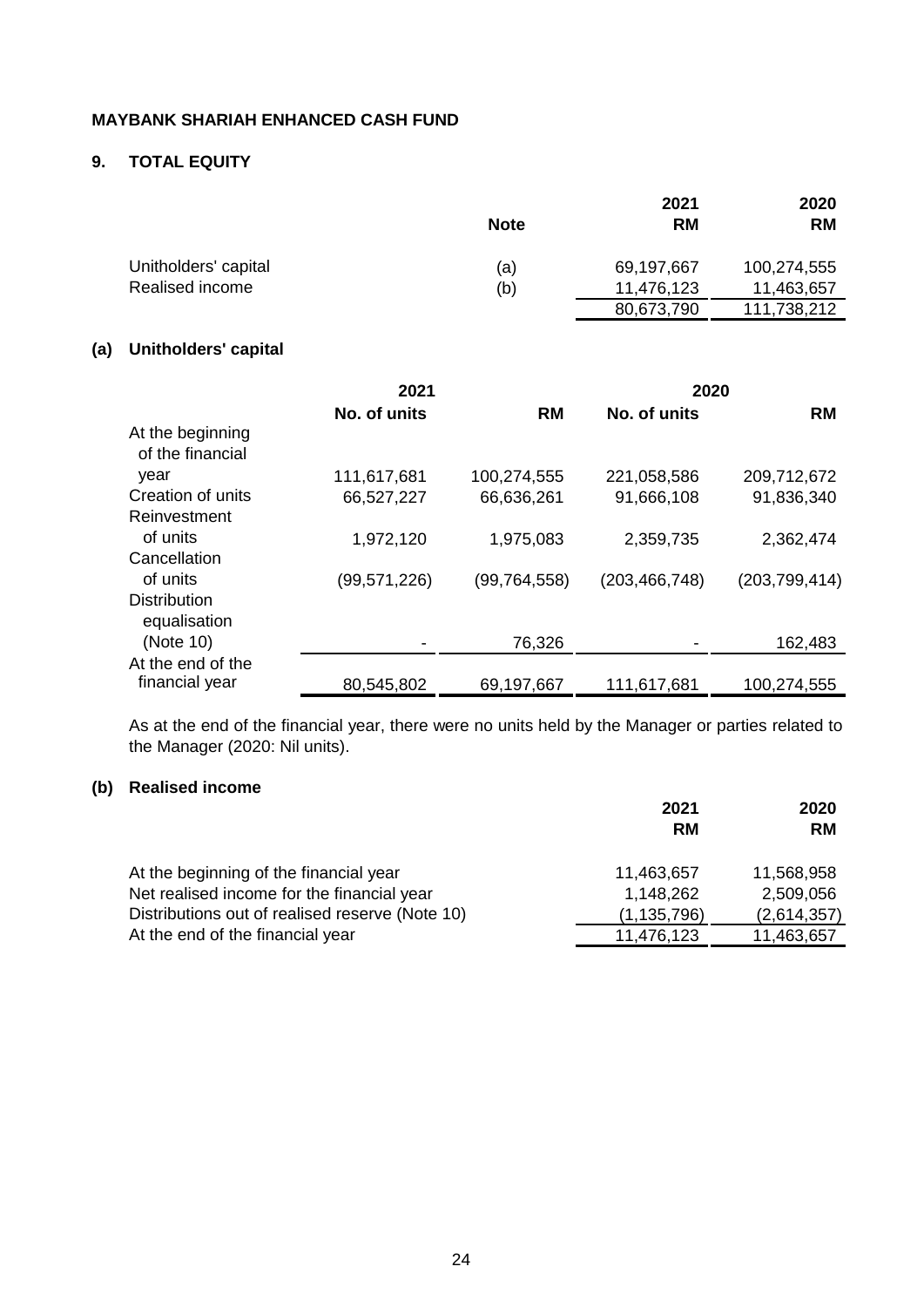**MAYBANK SHARIAH ENHANCED CASH FUND**

## 9. TOTAL EQUITY

| | Note | 2021 RM | 2020 RM |
|---|---|---|---|
| Unitholders' capital | (a) | 69,197,667 | 100,274,555 |
| Realised income | (b) | 11,476,123 | 11,463,657 |
| | | 80,673,790 | 111,738,212 |

### (a) Unitholders' capital

| | 2021 | | 2020 | |
|---|---|---|---|---|
| | No. of units | RM | No. of units | RM |
| At the beginning of the financial year | 111,617,681 | 100,274,555 | 221,058,586 | 209,712,672 |
| Creation of units | 66,527,227 | 66,636,261 | 91,666,108 | 91,836,340 |
| Reinvestment of units | 1,972,120 | 1,975,083 | 2,359,735 | 2,362,474 |
| Cancellation of units | (99,571,226) | (99,764,558) | (203,466,748) | (203,799,414) |
| Distribution equalisation (Note 10) | - | 76,326 | - | 162,483 |
| At the end of the financial year | 80,545,802 | 69,197,667 | 111,617,681 | 100,274,555 |

As at the end of the financial year, there were no units held by the Manager or parties related to the Manager (2020: Nil units).

### (b) Realised income

| | 2021 RM | 2020 RM |
|---|---|---|
| At the beginning of the financial year | 11,463,657 | 11,568,958 |
| Net realised income for the financial year | 1,148,262 | 2,509,056 |
| Distributions out of realised reserve (Note 10) | (1,135,796) | (2,614,357) |
| At the end of the financial year | 11,476,123 | 11,463,657 |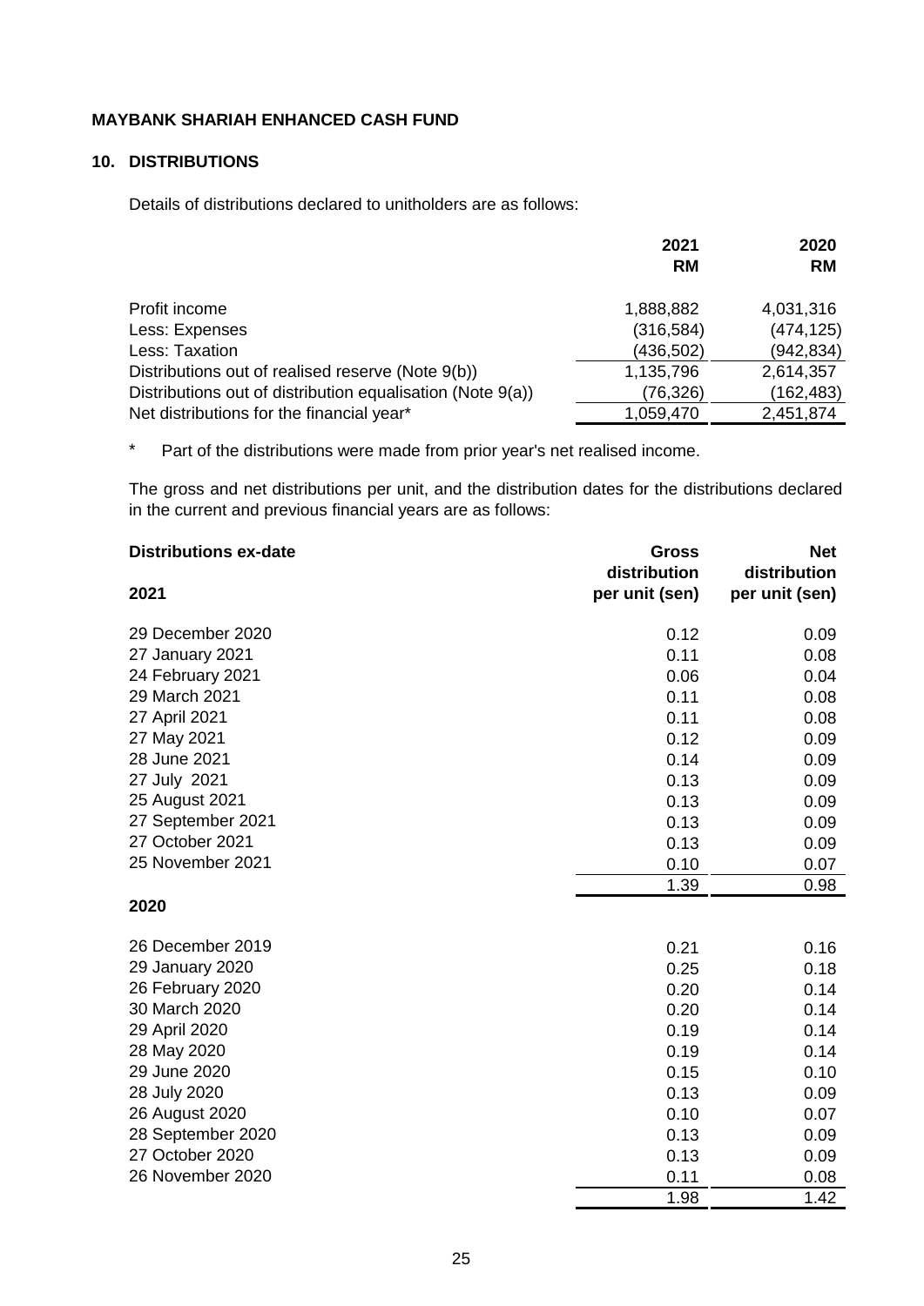**MAYBANK SHARIAH ENHANCED CASH FUND**

## 10. DISTRIBUTIONS

Details of distributions declared to unitholders are as follows:

| | 2021 RM | 2020 RM |
|---|---|---|
| Profit income | 1,888,882 | 4,031,316 |
| Less: Expenses | (316,584) | (474,125) |
| Less: Taxation | (436,502) | (942,834) |
| Distributions out of realised reserve (Note 9(b)) | 1,135,796 | 2,614,357 |
| Distributions out of distribution equalisation (Note 9(a)) | (76,326) | (162,483) |
| Net distributions for the financial year* | 1,059,470 | 2,451,874 |

\* Part of the distributions were made from prior year's net realised income.

The gross and net distributions per unit, and the distribution dates for the distributions declared in the current and previous financial years are as follows:

| Distributions ex-date | Gross distribution per unit (sen) | Net distribution per unit (sen) |
|---|---|---|
| **2021** | | |
| 29 December 2020 | 0.12 | 0.09 |
| 27 January 2021 | 0.11 | 0.08 |
| 24 February 2021 | 0.06 | 0.04 |
| 29 March 2021 | 0.11 | 0.08 |
| 27 April 2021 | 0.11 | 0.08 |
| 27 May 2021 | 0.12 | 0.09 |
| 28 June 2021 | 0.14 | 0.09 |
| 27 July 2021 | 0.13 | 0.09 |
| 25 August 2021 | 0.13 | 0.09 |
| 27 September 2021 | 0.13 | 0.09 |
| 27 October 2021 | 0.13 | 0.09 |
| 25 November 2021 | 0.10 | 0.07 |
| | 1.39 | 0.98 |
| **2020** | | |
| 26 December 2019 | 0.21 | 0.16 |
| 29 January 2020 | 0.25 | 0.18 |
| 26 February 2020 | 0.20 | 0.14 |
| 30 March 2020 | 0.20 | 0.14 |
| 29 April 2020 | 0.19 | 0.14 |
| 28 May 2020 | 0.19 | 0.14 |
| 29 June 2020 | 0.15 | 0.10 |
| 28 July 2020 | 0.13 | 0.09 |
| 26 August 2020 | 0.10 | 0.07 |
| 28 September 2020 | 0.13 | 0.09 |
| 27 October 2020 | 0.13 | 0.09 |
| 26 November 2020 | 0.11 | 0.08 |
| | 1.98 | 1.42 |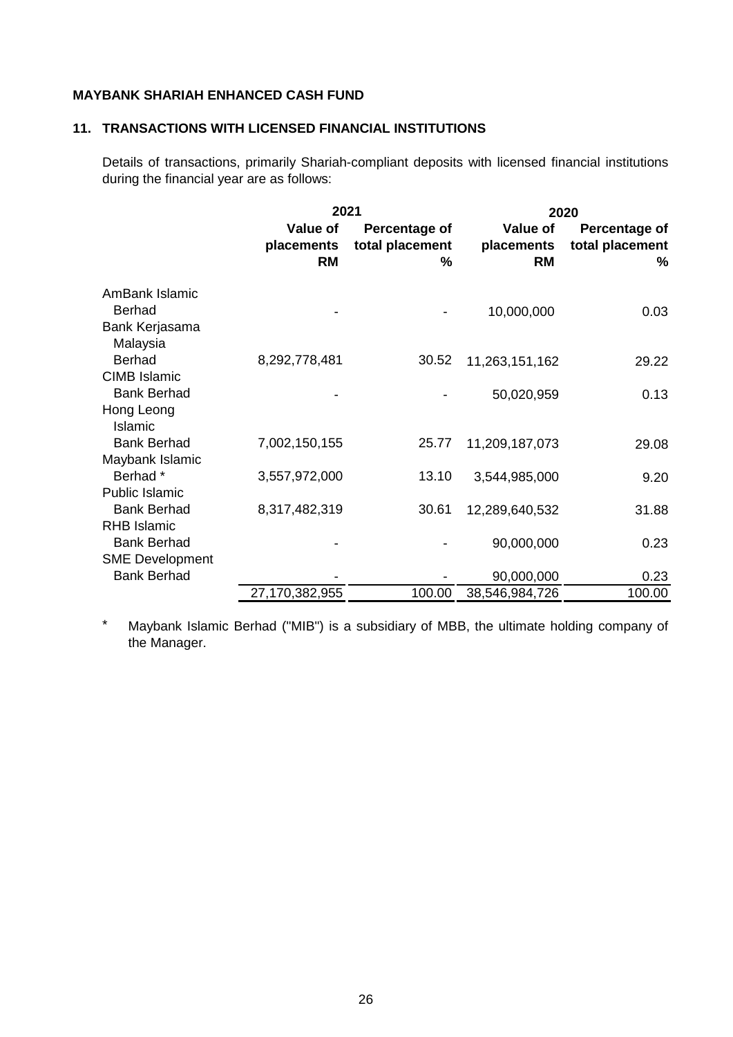**MAYBANK SHARIAH ENHANCED CASH FUND**

## 11. TRANSACTIONS WITH LICENSED FINANCIAL INSTITUTIONS

Details of transactions, primarily Shariah-compliant deposits with licensed financial institutions during the financial year are as follows:

| | 2021 | | 2020 | |
|---|---|---|---|---|
| | **Value of placements RM** | **Percentage of total placement %** | **Value of placements RM** | **Percentage of total placement %** |
| AmBank Islamic Berhad | - | - | 10,000,000 | 0.03 |
| Bank Kerjasama Malaysia Berhad | 8,292,778,481 | 30.52 | 11,263,151,162 | 29.22 |
| CIMB Islamic Bank Berhad | - | - | 50,020,959 | 0.13 |
| Hong Leong Islamic Bank Berhad | 7,002,150,155 | 25.77 | 11,209,187,073 | 29.08 |
| Maybank Islamic Berhad * | 3,557,972,000 | 13.10 | 3,544,985,000 | 9.20 |
| Public Islamic Bank Berhad | 8,317,482,319 | 30.61 | 12,289,640,532 | 31.88 |
| RHB Islamic Bank Berhad | - | - | 90,000,000 | 0.23 |
| SME Development Bank Berhad | - | - | 90,000,000 | 0.23 |
| | 27,170,382,955 | 100.00 | 38,546,984,726 | 100.00 |

\* Maybank Islamic Berhad ("MIB") is a subsidiary of MBB, the ultimate holding company of the Manager.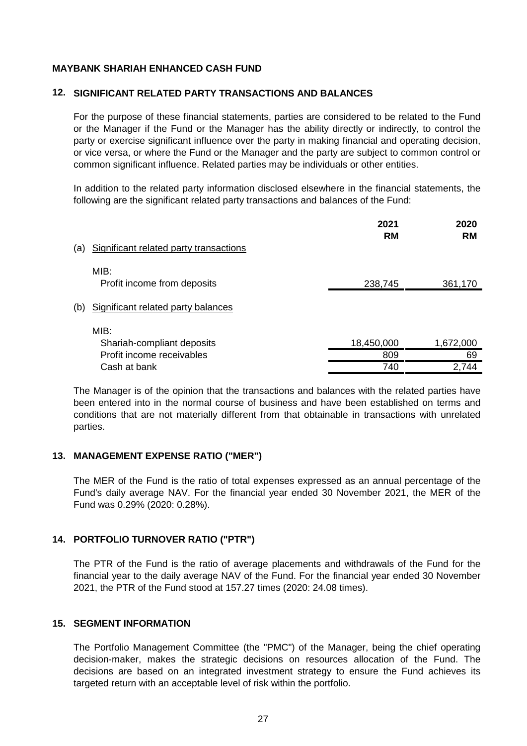**MAYBANK SHARIAH ENHANCED CASH FUND**

## 12. SIGNIFICANT RELATED PARTY TRANSACTIONS AND BALANCES

For the purpose of these financial statements, parties are considered to be related to the Fund or the Manager if the Fund or the Manager has the ability directly or indirectly, to control the party or exercise significant influence over the party in making financial and operating decision, or vice versa, or where the Fund or the Manager and the party are subject to common control or common significant influence. Related parties may be individuals or other entities.

In addition to the related party information disclosed elsewhere in the financial statements, the following are the significant related party transactions and balances of the Fund:

| | 2021<br>RM | 2020<br>RM |
|---|---|---|
| (a) Significant related party transactions | | |
| MIB: | | |
| Profit income from deposits | 238,745 | 361,170 |
| (b) Significant related party balances | | |
| MIB: | | |
| Shariah-compliant deposits | 18,450,000 | 1,672,000 |
| Profit income receivables | 809 | 69 |
| Cash at bank | 740 | 2,744 |

The Manager is of the opinion that the transactions and balances with the related parties have been entered into in the normal course of business and have been established on terms and conditions that are not materially different from that obtainable in transactions with unrelated parties.

## 13. MANAGEMENT EXPENSE RATIO ("MER")

The MER of the Fund is the ratio of total expenses expressed as an annual percentage of the Fund's daily average NAV. For the financial year ended 30 November 2021, the MER of the Fund was 0.29% (2020: 0.28%).

## 14. PORTFOLIO TURNOVER RATIO ("PTR")

The PTR of the Fund is the ratio of average placements and withdrawals of the Fund for the financial year to the daily average NAV of the Fund. For the financial year ended 30 November 2021, the PTR of the Fund stood at 157.27 times (2020: 24.08 times).

## 15. SEGMENT INFORMATION

The Portfolio Management Committee (the "PMC") of the Manager, being the chief operating decision-maker, makes the strategic decisions on resources allocation of the Fund. The decisions are based on an integrated investment strategy to ensure the Fund achieves its targeted return with an acceptable level of risk within the portfolio.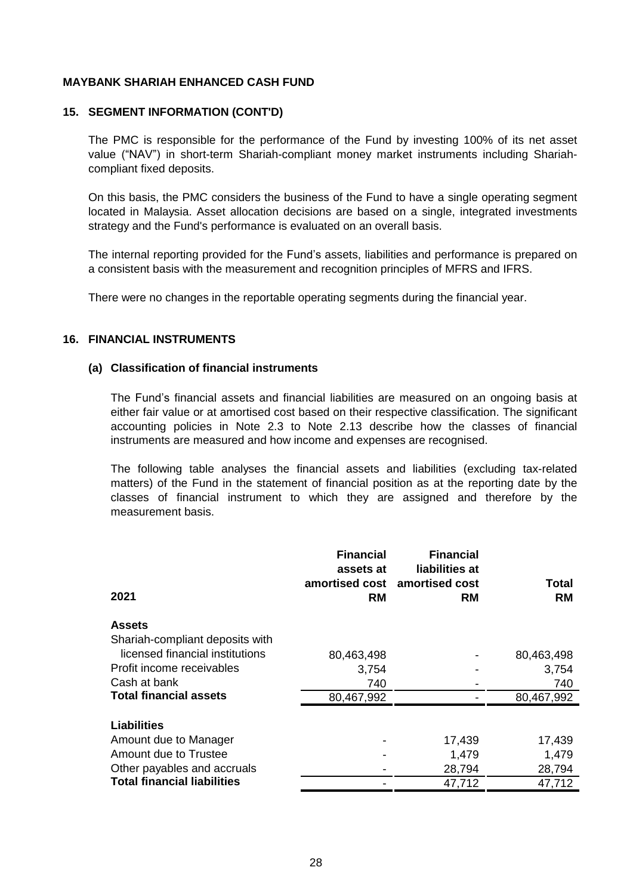**MAYBANK SHARIAH ENHANCED CASH FUND**

## 15. SEGMENT INFORMATION (CONT'D)

The PMC is responsible for the performance of the Fund by investing 100% of its net asset value ("NAV") in short-term Shariah-compliant money market instruments including Shariah-compliant fixed deposits.

On this basis, the PMC considers the business of the Fund to have a single operating segment located in Malaysia. Asset allocation decisions are based on a single, integrated investments strategy and the Fund's performance is evaluated on an overall basis.

The internal reporting provided for the Fund's assets, liabilities and performance is prepared on a consistent basis with the measurement and recognition principles of MFRS and IFRS.

There were no changes in the reportable operating segments during the financial year.

## 16. FINANCIAL INSTRUMENTS

### (a) Classification of financial instruments

The Fund's financial assets and financial liabilities are measured on an ongoing basis at either fair value or at amortised cost based on their respective classification. The significant accounting policies in Note 2.3 to Note 2.13 describe how the classes of financial instruments are measured and how income and expenses are recognised.

The following table analyses the financial assets and liabilities (excluding tax-related matters) of the Fund in the statement of financial position as at the reporting date by the classes of financial instrument to which they are assigned and therefore by the measurement basis.

| 2021 | Financial assets at amortised cost RM | Financial liabilities at amortised cost RM | Total RM |
|---|---|---|---|
| **Assets** | | | |
| Shariah-compliant deposits with licensed financial institutions | 80,463,498 | - | 80,463,498 |
| Profit income receivables | 3,754 | - | 3,754 |
| Cash at bank | 740 | - | 740 |
| **Total financial assets** | 80,467,992 | - | 80,467,992 |
| **Liabilities** | | | |
| Amount due to Manager | - | 17,439 | 17,439 |
| Amount due to Trustee | - | 1,479 | 1,479 |
| Other payables and accruals | - | 28,794 | 28,794 |
| **Total financial liabilities** | - | 47,712 | 47,712 |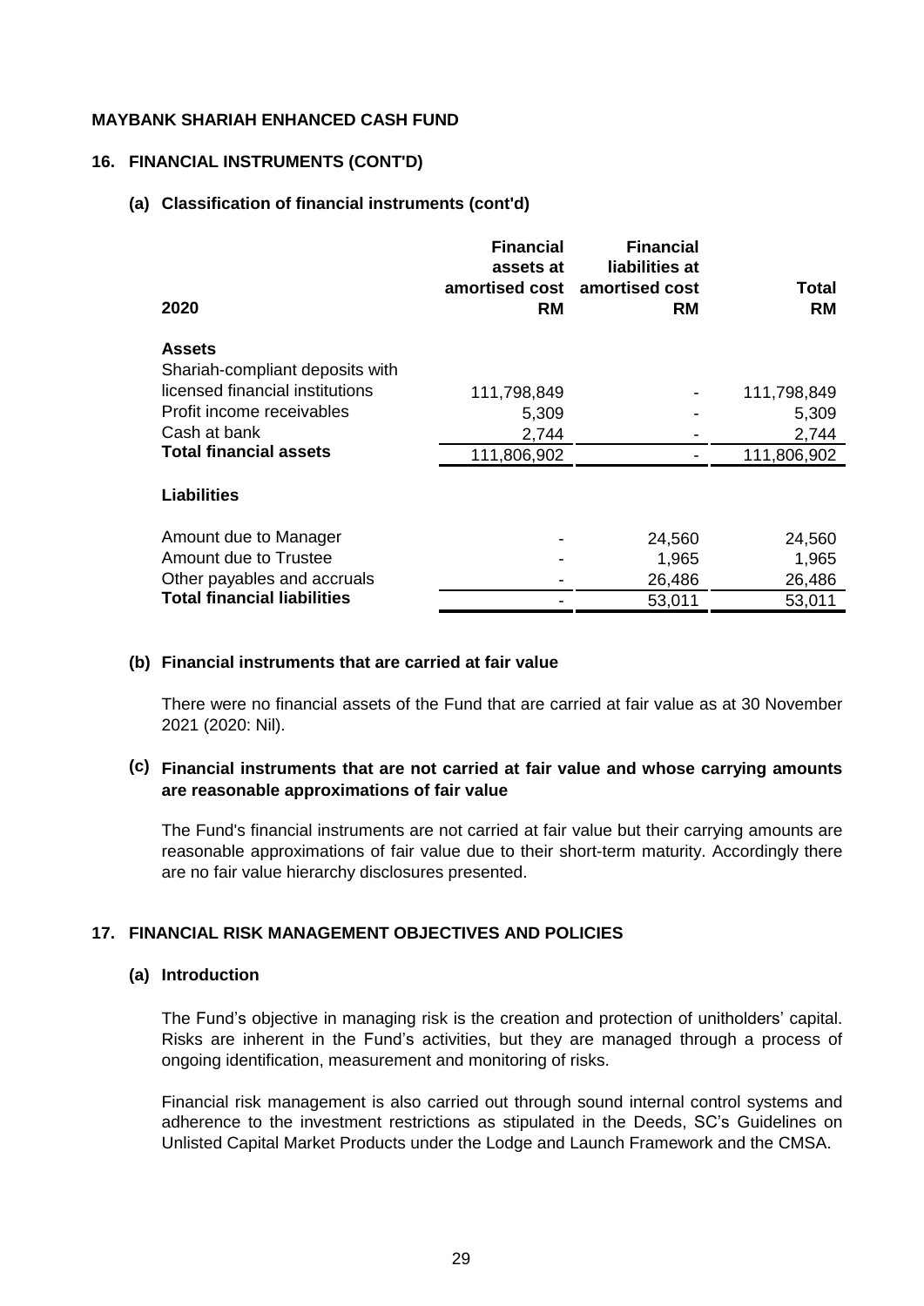**MAYBANK SHARIAH ENHANCED CASH FUND**

## 16. FINANCIAL INSTRUMENTS (CONT'D)

### (a) Classification of financial instruments (cont'd)

| 2020 | Financial assets at amortised cost RM | Financial liabilities at amortised cost RM | Total RM |
|---|---|---|---|
| **Assets** | | | |
| Shariah-compliant deposits with licensed financial institutions | 111,798,849 | - | 111,798,849 |
| Profit income receivables | 5,309 | - | 5,309 |
| Cash at bank | 2,744 | - | 2,744 |
| **Total financial assets** | 111,806,902 | - | 111,806,902 |
| **Liabilities** | | | |
| Amount due to Manager | - | 24,560 | 24,560 |
| Amount due to Trustee | - | 1,965 | 1,965 |
| Other payables and accruals | - | 26,486 | 26,486 |
| **Total financial liabilities** | - | 53,011 | 53,011 |

### (b) Financial instruments that are carried at fair value

There were no financial assets of the Fund that are carried at fair value as at 30 November 2021 (2020: Nil).

### (c) Financial instruments that are not carried at fair value and whose carrying amounts are reasonable approximations of fair value

The Fund's financial instruments are not carried at fair value but their carrying amounts are reasonable approximations of fair value due to their short-term maturity. Accordingly there are no fair value hierarchy disclosures presented.

## 17. FINANCIAL RISK MANAGEMENT OBJECTIVES AND POLICIES

### (a) Introduction

The Fund's objective in managing risk is the creation and protection of unitholders' capital. Risks are inherent in the Fund's activities, but they are managed through a process of ongoing identification, measurement and monitoring of risks.

Financial risk management is also carried out through sound internal control systems and adherence to the investment restrictions as stipulated in the Deeds, SC's Guidelines on Unlisted Capital Market Products under the Lodge and Launch Framework and the CMSA.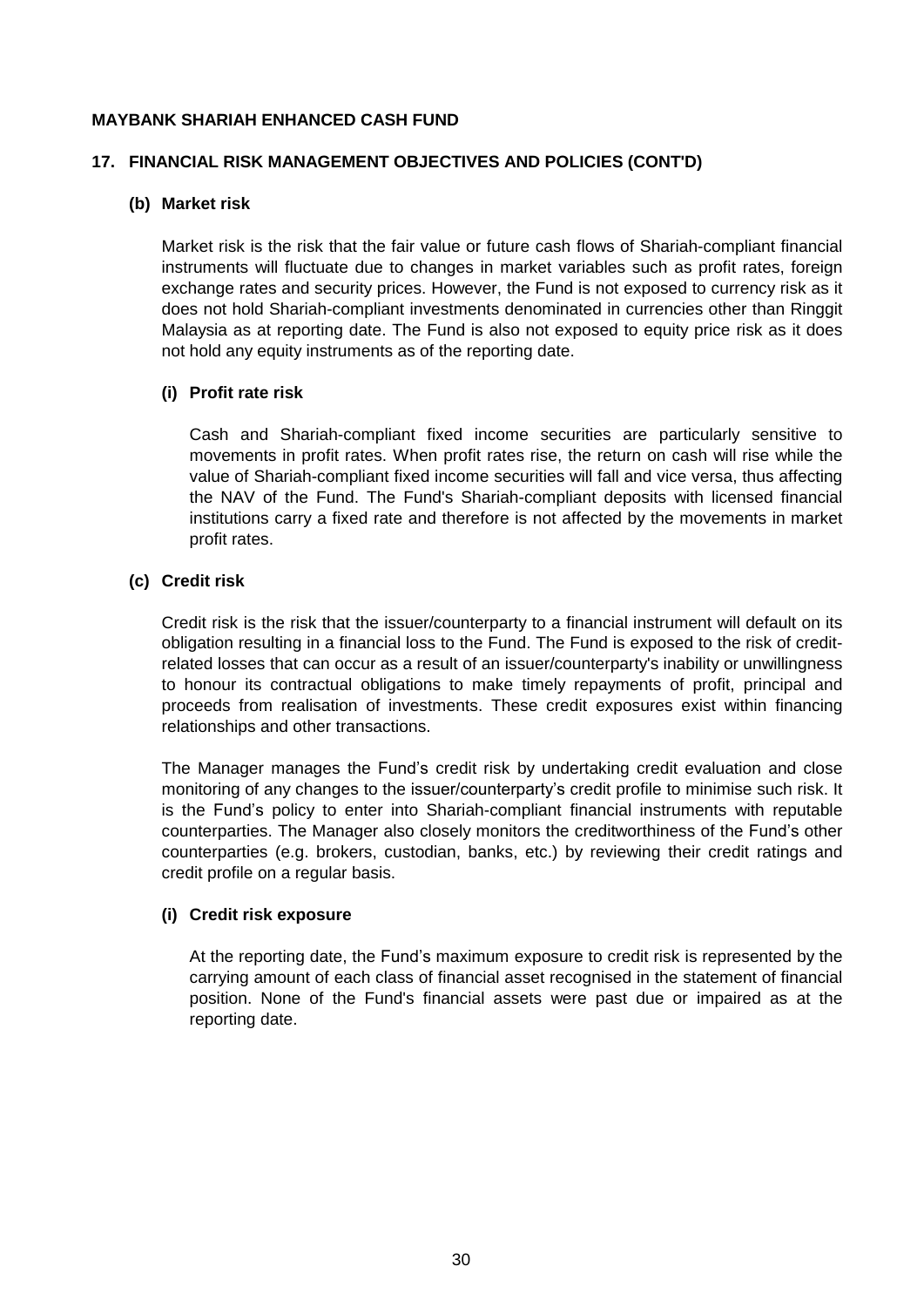**MAYBANK SHARIAH ENHANCED CASH FUND**

## 17. FINANCIAL RISK MANAGEMENT OBJECTIVES AND POLICIES (CONT'D)

### (b) Market risk

Market risk is the risk that the fair value or future cash flows of Shariah-compliant financial instruments will fluctuate due to changes in market variables such as profit rates, foreign exchange rates and security prices. However, the Fund is not exposed to currency risk as it does not hold Shariah-compliant investments denominated in currencies other than Ringgit Malaysia as at reporting date. The Fund is also not exposed to equity price risk as it does not hold any equity instruments as of the reporting date.

#### (i) Profit rate risk

Cash and Shariah-compliant fixed income securities are particularly sensitive to movements in profit rates. When profit rates rise, the return on cash will rise while the value of Shariah-compliant fixed income securities will fall and vice versa, thus affecting the NAV of the Fund. The Fund's Shariah-compliant deposits with licensed financial institutions carry a fixed rate and therefore is not affected by the movements in market profit rates.

### (c) Credit risk

Credit risk is the risk that the issuer/counterparty to a financial instrument will default on its obligation resulting in a financial loss to the Fund. The Fund is exposed to the risk of credit-related losses that can occur as a result of an issuer/counterparty's inability or unwillingness to honour its contractual obligations to make timely repayments of profit, principal and proceeds from realisation of investments. These credit exposures exist within financing relationships and other transactions.

The Manager manages the Fund's credit risk by undertaking credit evaluation and close monitoring of any changes to the issuer/counterparty's credit profile to minimise such risk. It is the Fund's policy to enter into Shariah-compliant financial instruments with reputable counterparties. The Manager also closely monitors the creditworthiness of the Fund's other counterparties (e.g. brokers, custodian, banks, etc.) by reviewing their credit ratings and credit profile on a regular basis.

#### (i) Credit risk exposure

At the reporting date, the Fund's maximum exposure to credit risk is represented by the carrying amount of each class of financial asset recognised in the statement of financial position. None of the Fund's financial assets were past due or impaired as at the reporting date.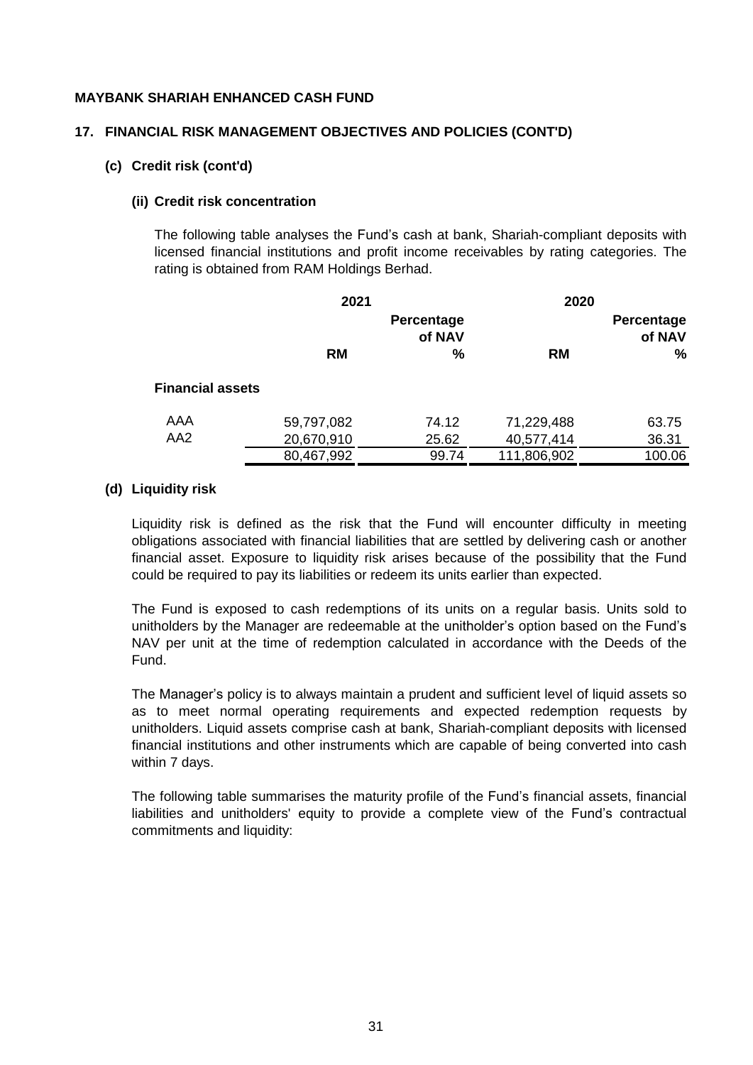**MAYBANK SHARIAH ENHANCED CASH FUND**

## 17. FINANCIAL RISK MANAGEMENT OBJECTIVES AND POLICIES (CONT'D)

### (c) Credit risk (cont'd)

#### (ii) Credit risk concentration

The following table analyses the Fund's cash at bank, Shariah-compliant deposits with licensed financial institutions and profit income receivables by rating categories. The rating is obtained from RAM Holdings Berhad.

| | 2021 | | 2020 | |
|---|---|---|---|---|
| | | Percentage of NAV | | Percentage of NAV |
| | RM | % | RM | % |
| **Financial assets** | | | | |
| AAA | 59,797,082 | 74.12 | 71,229,488 | 63.75 |
| AA2 | 20,670,910 | 25.62 | 40,577,414 | 36.31 |
| | 80,467,992 | 99.74 | 111,806,902 | 100.06 |

### (d) Liquidity risk

Liquidity risk is defined as the risk that the Fund will encounter difficulty in meeting obligations associated with financial liabilities that are settled by delivering cash or another financial asset. Exposure to liquidity risk arises because of the possibility that the Fund could be required to pay its liabilities or redeem its units earlier than expected.

The Fund is exposed to cash redemptions of its units on a regular basis. Units sold to unitholders by the Manager are redeemable at the unitholder's option based on the Fund's NAV per unit at the time of redemption calculated in accordance with the Deeds of the Fund.

The Manager's policy is to always maintain a prudent and sufficient level of liquid assets so as to meet normal operating requirements and expected redemption requests by unitholders. Liquid assets comprise cash at bank, Shariah-compliant deposits with licensed financial institutions and other instruments which are capable of being converted into cash within 7 days.

The following table summarises the maturity profile of the Fund's financial assets, financial liabilities and unitholders' equity to provide a complete view of the Fund's contractual commitments and liquidity: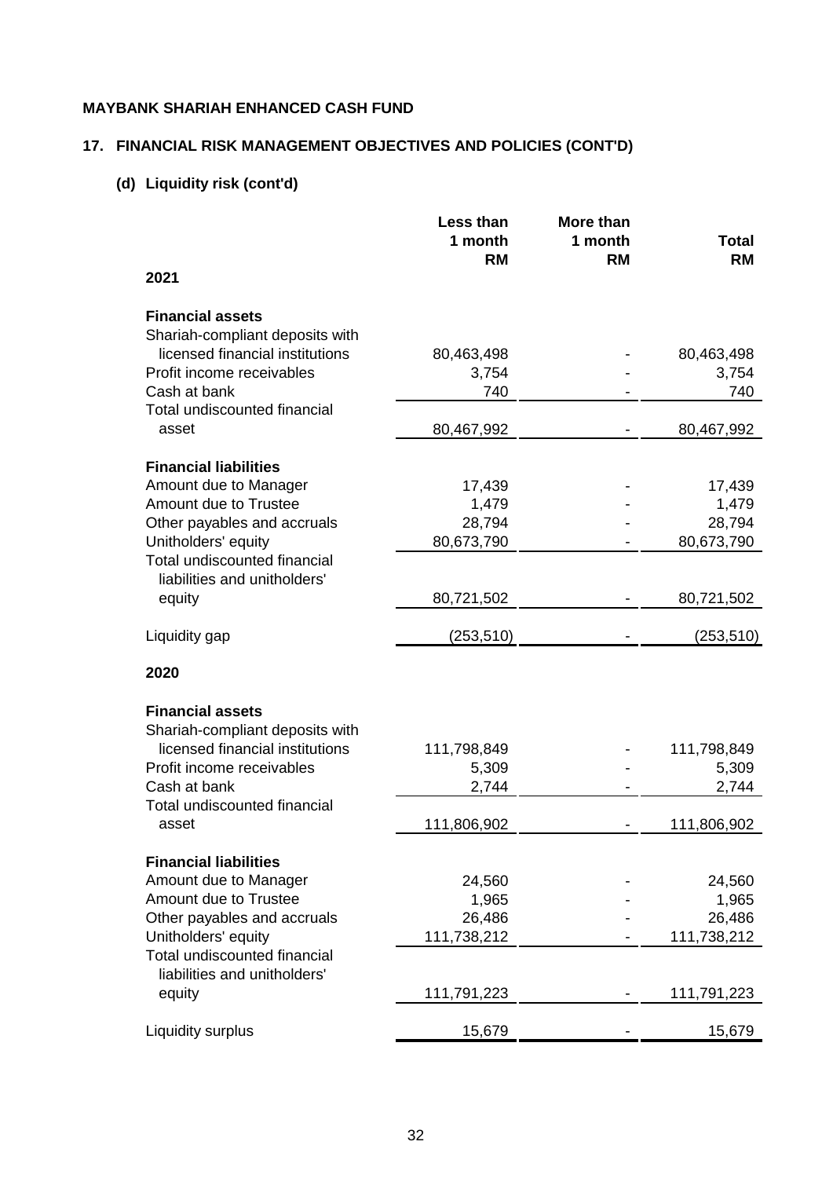**MAYBANK SHARIAH ENHANCED CASH FUND**

## 17. FINANCIAL RISK MANAGEMENT OBJECTIVES AND POLICIES (CONT'D)

### (d) Liquidity risk (cont'd)

| | Less than 1 month RM | More than 1 month RM | Total RM |
|---|---|---|---|
| **2021** | | | |
| **Financial assets** | | | |
| Shariah-compliant deposits with licensed financial institutions | 80,463,498 | - | 80,463,498 |
| Profit income receivables | 3,754 | - | 3,754 |
| Cash at bank | 740 | - | 740 |
| Total undiscounted financial asset | 80,467,992 | - | 80,467,992 |
| **Financial liabilities** | | | |
| Amount due to Manager | 17,439 | - | 17,439 |
| Amount due to Trustee | 1,479 | - | 1,479 |
| Other payables and accruals | 28,794 | - | 28,794 |
| Unitholders' equity | 80,673,790 | - | 80,673,790 |
| Total undiscounted financial liabilities and unitholders' equity | 80,721,502 | - | 80,721,502 |
| Liquidity gap | (253,510) | - | (253,510) |
| **2020** | | | |
| **Financial assets** | | | |
| Shariah-compliant deposits with licensed financial institutions | 111,798,849 | - | 111,798,849 |
| Profit income receivables | 5,309 | - | 5,309 |
| Cash at bank | 2,744 | - | 2,744 |
| Total undiscounted financial asset | 111,806,902 | - | 111,806,902 |
| **Financial liabilities** | | | |
| Amount due to Manager | 24,560 | - | 24,560 |
| Amount due to Trustee | 1,965 | - | 1,965 |
| Other payables and accruals | 26,486 | - | 26,486 |
| Unitholders' equity | 111,738,212 | - | 111,738,212 |
| Total undiscounted financial liabilities and unitholders' equity | 111,791,223 | - | 111,791,223 |
| Liquidity surplus | 15,679 | - | 15,679 |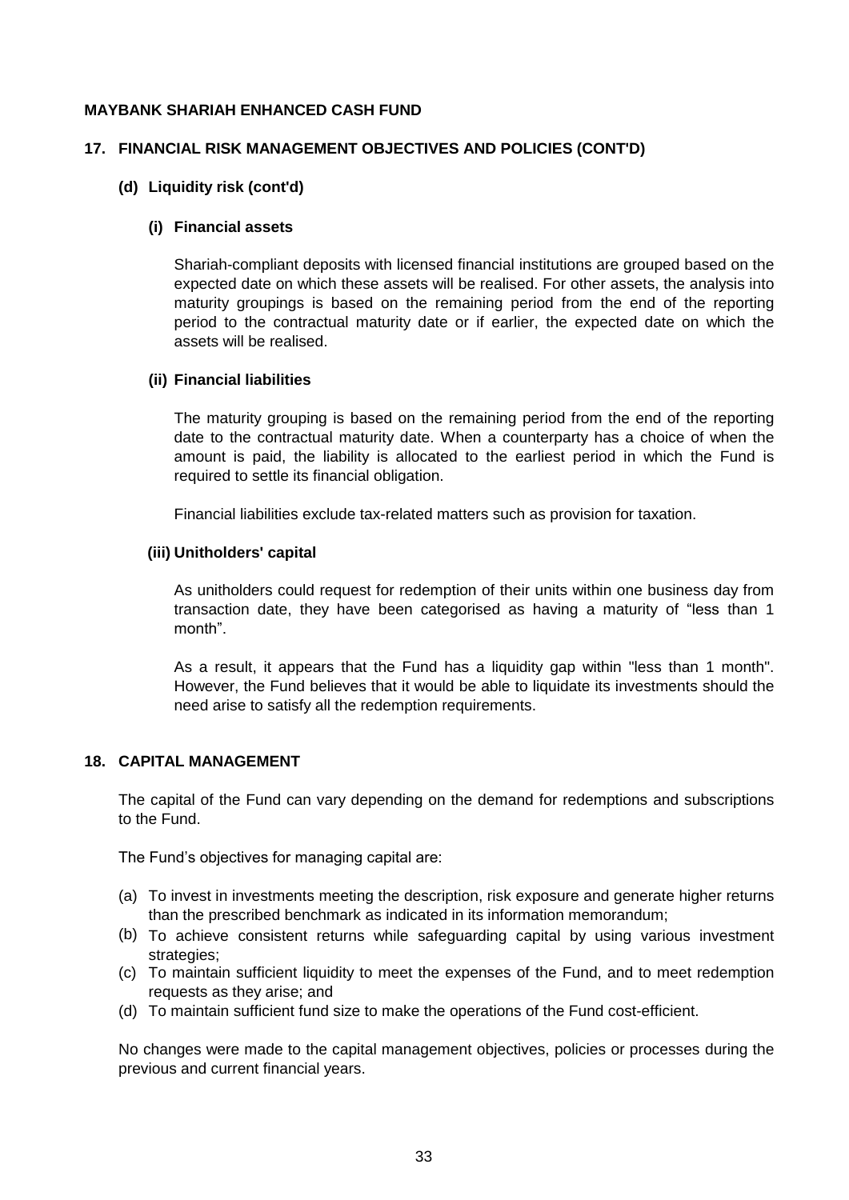**MAYBANK SHARIAH ENHANCED CASH FUND**

## 17. FINANCIAL RISK MANAGEMENT OBJECTIVES AND POLICIES (CONT'D)

### (d) Liquidity risk (cont'd)

#### (i) Financial assets

Shariah-compliant deposits with licensed financial institutions are grouped based on the expected date on which these assets will be realised. For other assets, the analysis into maturity groupings is based on the remaining period from the end of the reporting period to the contractual maturity date or if earlier, the expected date on which the assets will be realised.

#### (ii) Financial liabilities

The maturity grouping is based on the remaining period from the end of the reporting date to the contractual maturity date. When a counterparty has a choice of when the amount is paid, the liability is allocated to the earliest period in which the Fund is required to settle its financial obligation.

Financial liabilities exclude tax-related matters such as provision for taxation.

#### (iii) Unitholders' capital

As unitholders could request for redemption of their units within one business day from transaction date, they have been categorised as having a maturity of "less than 1 month".

As a result, it appears that the Fund has a liquidity gap within "less than 1 month". However, the Fund believes that it would be able to liquidate its investments should the need arise to satisfy all the redemption requirements.

## 18. CAPITAL MANAGEMENT

The capital of the Fund can vary depending on the demand for redemptions and subscriptions to the Fund.

The Fund's objectives for managing capital are:

(a) To invest in investments meeting the description, risk exposure and generate higher returns than the prescribed benchmark as indicated in its information memorandum;
(b) To achieve consistent returns while safeguarding capital by using various investment strategies;
(c) To maintain sufficient liquidity to meet the expenses of the Fund, and to meet redemption requests as they arise; and
(d) To maintain sufficient fund size to make the operations of the Fund cost-efficient.

No changes were made to the capital management objectives, policies or processes during the previous and current financial years.